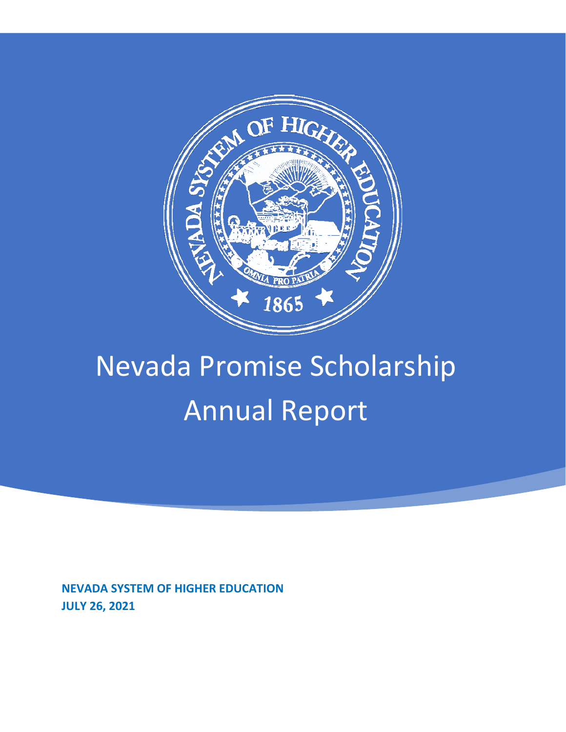# Nevada Promise Scholarship Annual Report

**NEVADA SYSTEM OF HIGHER EDUCATION**
**JULY 26, 2021**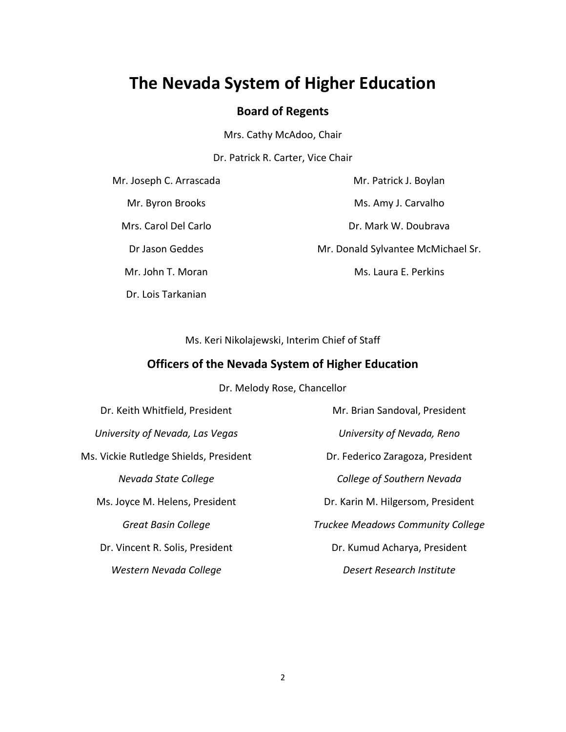# The Nevada System of Higher Education

## Board of Regents

Mrs. Cathy McAdoo, Chair

Dr. Patrick R. Carter, Vice Chair

Mr. Joseph C. Arrascada

Mr. Patrick J. Boylan

Mr. Byron Brooks

Ms. Amy J. Carvalho

Mrs. Carol Del Carlo

Dr. Mark W. Doubrava

Dr Jason Geddes

Mr. Donald Sylvantee McMichael Sr.

Mr. John T. Moran

Ms. Laura E. Perkins

Dr. Lois Tarkanian

Ms. Keri Nikolajewski, Interim Chief of Staff

## Officers of the Nevada System of Higher Education

Dr. Melody Rose, Chancellor

Dr. Keith Whitfield, President
*University of Nevada, Las Vegas*

Mr. Brian Sandoval, President
*University of Nevada, Reno*

Ms. Vickie Rutledge Shields, President
*Nevada State College*

Dr. Federico Zaragoza, President
*College of Southern Nevada*

Ms. Joyce M. Helens, President
*Great Basin College*

Dr. Karin M. Hilgersom, President
*Truckee Meadows Community College*

Dr. Vincent R. Solis, President
*Western Nevada College*

Dr. Kumud Acharya, President
*Desert Research Institute*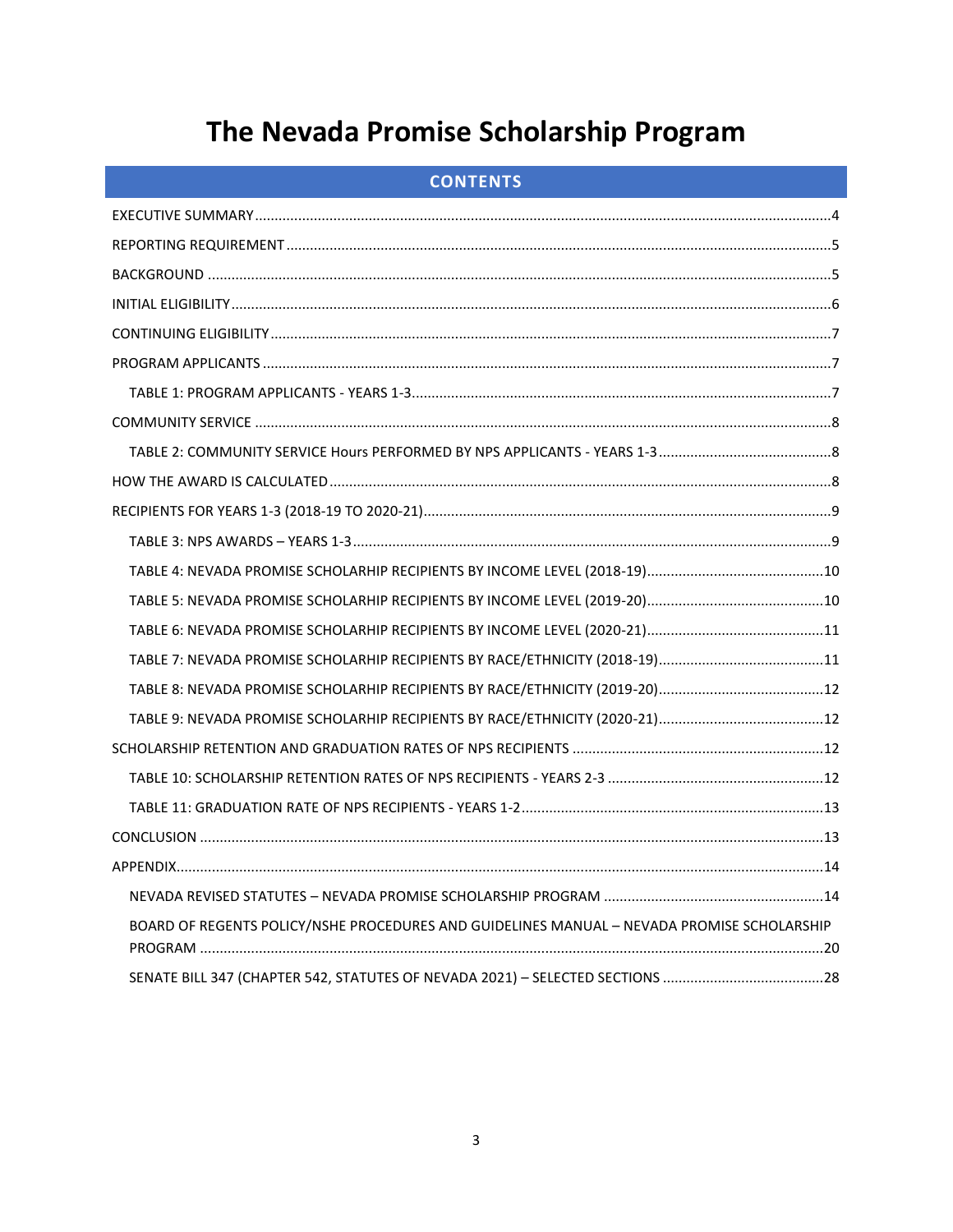# The Nevada Promise Scholarship Program

## CONTENTS

EXECUTIVE SUMMARY .....4
REPORTING REQUIREMENT .....5
BACKGROUND .....5
INITIAL ELIGIBILITY .....6
CONTINUING ELIGIBILITY .....7
PROGRAM APPLICANTS .....7
- TABLE 1: PROGRAM APPLICANTS - YEARS 1-3 .....7

COMMUNITY SERVICE .....8
- TABLE 2: COMMUNITY SERVICE Hours PERFORMED BY NPS APPLICANTS - YEARS 1-3 .....8

HOW THE AWARD IS CALCULATED .....8
RECIPIENTS FOR YEARS 1-3 (2018-19 TO 2020-21) .....9
- TABLE 3: NPS AWARDS – YEARS 1-3 .....9
- TABLE 4: NEVADA PROMISE SCHOLARHIP RECIPIENTS BY INCOME LEVEL (2018-19) .....10
- TABLE 5: NEVADA PROMISE SCHOLARHIP RECIPIENTS BY INCOME LEVEL (2019-20) .....10
- TABLE 6: NEVADA PROMISE SCHOLARHIP RECIPIENTS BY INCOME LEVEL (2020-21) .....11
- TABLE 7: NEVADA PROMISE SCHOLARHIP RECIPIENTS BY RACE/ETHNICITY (2018-19) .....11
- TABLE 8: NEVADA PROMISE SCHOLARHIP RECIPIENTS BY RACE/ETHNICITY (2019-20) .....12
- TABLE 9: NEVADA PROMISE SCHOLARHIP RECIPIENTS BY RACE/ETHNICITY (2020-21) .....12

SCHOLARSHIP RETENTION AND GRADUATION RATES OF NPS RECIPIENTS .....12
- TABLE 10: SCHOLARSHIP RETENTION RATES OF NPS RECIPIENTS - YEARS 2-3 .....12
- TABLE 11: GRADUATION RATE OF NPS RECIPIENTS - YEARS 1-2 .....13

CONCLUSION .....13
APPENDIX .....14
- NEVADA REVISED STATUTES – NEVADA PROMISE SCHOLARSHIP PROGRAM .....14
- BOARD OF REGENTS POLICY/NSHE PROCEDURES AND GUIDELINES MANUAL – NEVADA PROMISE SCHOLARSHIP PROGRAM .....20
- SENATE BILL 347 (CHAPTER 542, STATUTES OF NEVADA 2021) – SELECTED SECTIONS .....28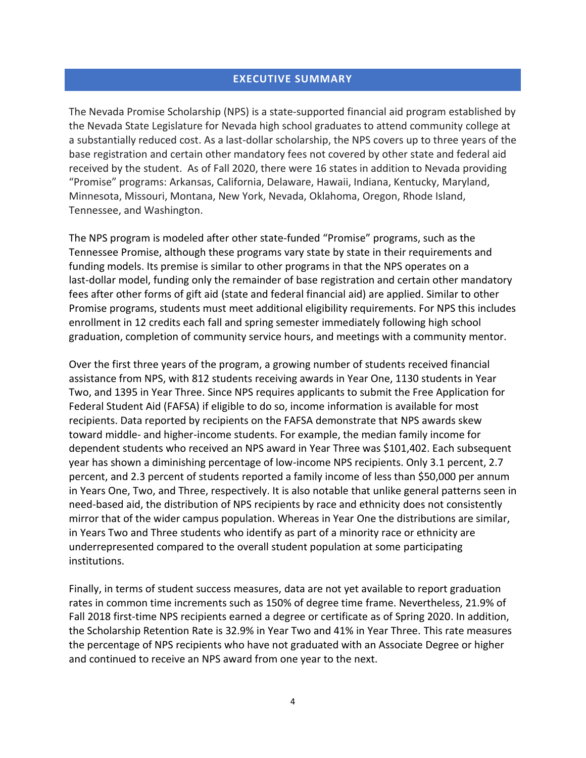## EXECUTIVE SUMMARY

The Nevada Promise Scholarship (NPS) is a state-supported financial aid program established by the Nevada State Legislature for Nevada high school graduates to attend community college at a substantially reduced cost. As a last-dollar scholarship, the NPS covers up to three years of the base registration and certain other mandatory fees not covered by other state and federal aid received by the student. As of Fall 2020, there were 16 states in addition to Nevada providing "Promise" programs: Arkansas, California, Delaware, Hawaii, Indiana, Kentucky, Maryland, Minnesota, Missouri, Montana, New York, Nevada, Oklahoma, Oregon, Rhode Island, Tennessee, and Washington.

The NPS program is modeled after other state-funded "Promise" programs, such as the Tennessee Promise, although these programs vary state by state in their requirements and funding models. Its premise is similar to other programs in that the NPS operates on a last-dollar model, funding only the remainder of base registration and certain other mandatory fees after other forms of gift aid (state and federal financial aid) are applied. Similar to other Promise programs, students must meet additional eligibility requirements. For NPS this includes enrollment in 12 credits each fall and spring semester immediately following high school graduation, completion of community service hours, and meetings with a community mentor.

Over the first three years of the program, a growing number of students received financial assistance from NPS, with 812 students receiving awards in Year One, 1130 students in Year Two, and 1395 in Year Three. Since NPS requires applicants to submit the Free Application for Federal Student Aid (FAFSA) if eligible to do so, income information is available for most recipients. Data reported by recipients on the FAFSA demonstrate that NPS awards skew toward middle- and higher-income students. For example, the median family income for dependent students who received an NPS award in Year Three was $101,402. Each subsequent year has shown a diminishing percentage of low-income NPS recipients. Only 3.1 percent, 2.7 percent, and 2.3 percent of students reported a family income of less than $50,000 per annum in Years One, Two, and Three, respectively. It is also notable that unlike general patterns seen in need-based aid, the distribution of NPS recipients by race and ethnicity does not consistently mirror that of the wider campus population. Whereas in Year One the distributions are similar, in Years Two and Three students who identify as part of a minority race or ethnicity are underrepresented compared to the overall student population at some participating institutions.

Finally, in terms of student success measures, data are not yet available to report graduation rates in common time increments such as 150% of degree time frame. Nevertheless, 21.9% of Fall 2018 first-time NPS recipients earned a degree or certificate as of Spring 2020. In addition, the Scholarship Retention Rate is 32.9% in Year Two and 41% in Year Three. This rate measures the percentage of NPS recipients who have not graduated with an Associate Degree or higher and continued to receive an NPS award from one year to the next.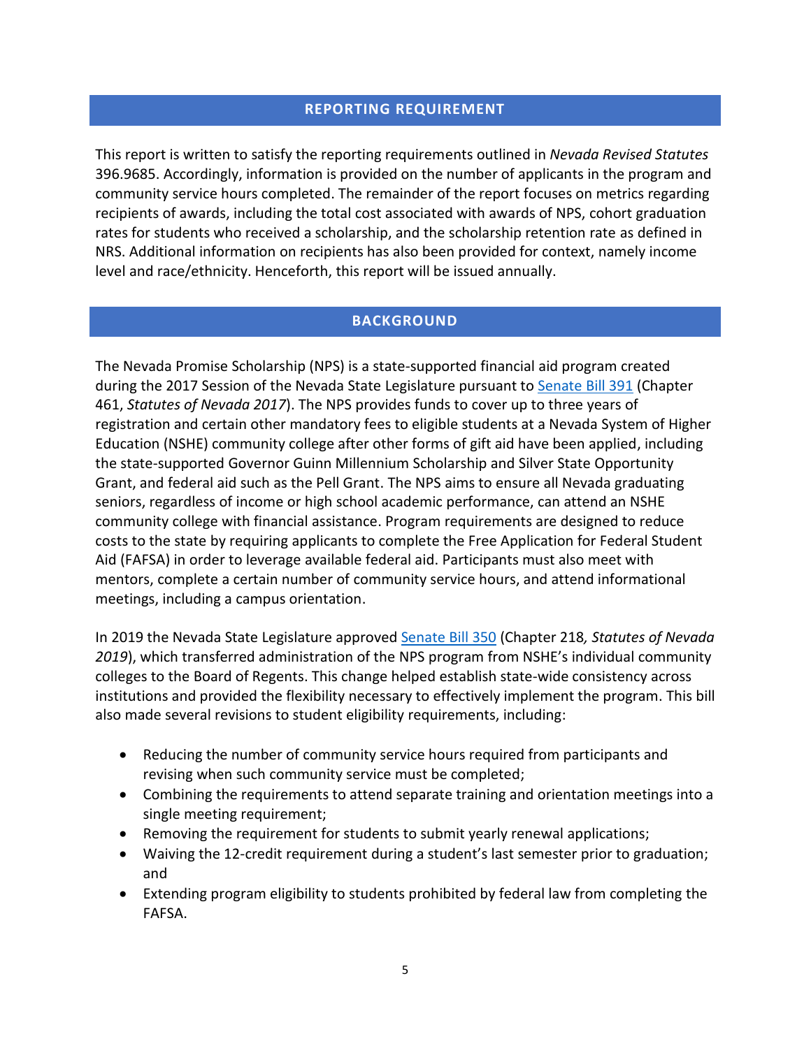## REPORTING REQUIREMENT

This report is written to satisfy the reporting requirements outlined in *Nevada Revised Statutes* 396.9685. Accordingly, information is provided on the number of applicants in the program and community service hours completed. The remainder of the report focuses on metrics regarding recipients of awards, including the total cost associated with awards of NPS, cohort graduation rates for students who received a scholarship, and the scholarship retention rate as defined in NRS. Additional information on recipients has also been provided for context, namely income level and race/ethnicity. Henceforth, this report will be issued annually.

## BACKGROUND

The Nevada Promise Scholarship (NPS) is a state-supported financial aid program created during the 2017 Session of the Nevada State Legislature pursuant to [Senate Bill 391](#) (Chapter 461, *Statutes of Nevada 2017*). The NPS provides funds to cover up to three years of registration and certain other mandatory fees to eligible students at a Nevada System of Higher Education (NSHE) community college after other forms of gift aid have been applied, including the state-supported Governor Guinn Millennium Scholarship and Silver State Opportunity Grant, and federal aid such as the Pell Grant. The NPS aims to ensure all Nevada graduating seniors, regardless of income or high school academic performance, can attend an NSHE community college with financial assistance. Program requirements are designed to reduce costs to the state by requiring applicants to complete the Free Application for Federal Student Aid (FAFSA) in order to leverage available federal aid. Participants must also meet with mentors, complete a certain number of community service hours, and attend informational meetings, including a campus orientation.

In 2019 the Nevada State Legislature approved [Senate Bill 350](#) (Chapter 218*, Statutes of Nevada 2019*), which transferred administration of the NPS program from NSHE's individual community colleges to the Board of Regents. This change helped establish state-wide consistency across institutions and provided the flexibility necessary to effectively implement the program. This bill also made several revisions to student eligibility requirements, including:

- Reducing the number of community service hours required from participants and revising when such community service must be completed;
- Combining the requirements to attend separate training and orientation meetings into a single meeting requirement;
- Removing the requirement for students to submit yearly renewal applications;
- Waiving the 12-credit requirement during a student's last semester prior to graduation; and
- Extending program eligibility to students prohibited by federal law from completing the FAFSA.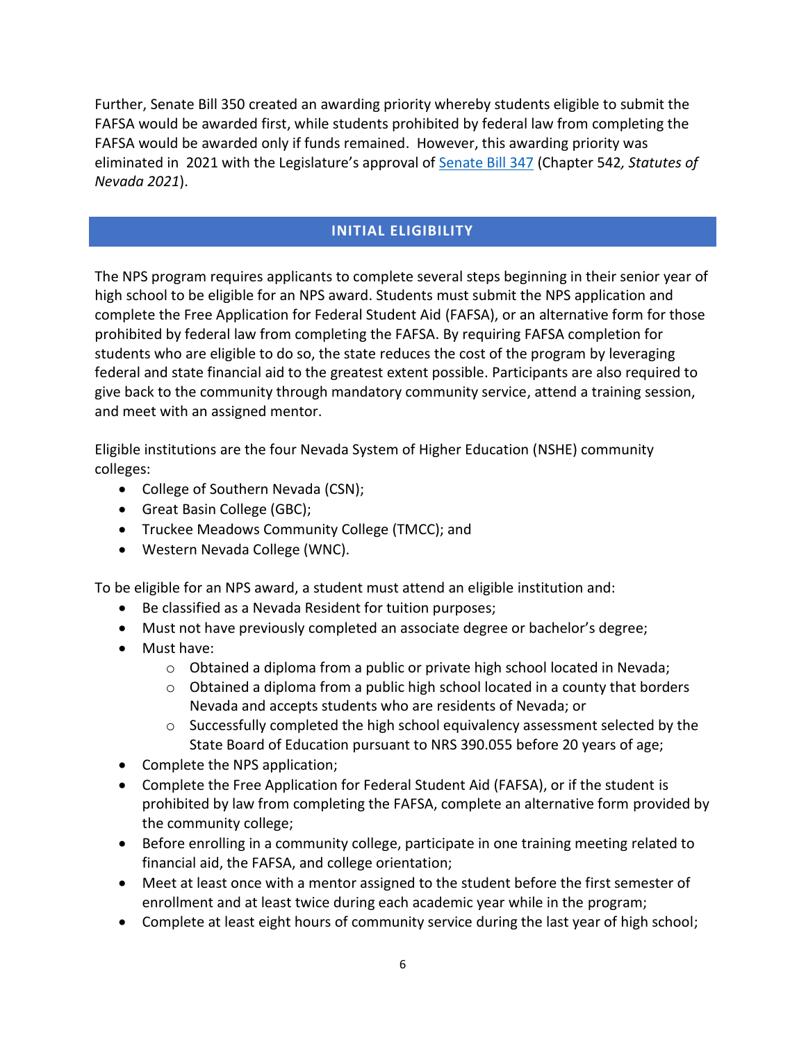Further, Senate Bill 350 created an awarding priority whereby students eligible to submit the FAFSA would be awarded first, while students prohibited by federal law from completing the FAFSA would be awarded only if funds remained. However, this awarding priority was eliminated in 2021 with the Legislature's approval of Senate Bill 347 (Chapter 542, *Statutes of Nevada 2021*).

## INITIAL ELIGIBILITY

The NPS program requires applicants to complete several steps beginning in their senior year of high school to be eligible for an NPS award. Students must submit the NPS application and complete the Free Application for Federal Student Aid (FAFSA), or an alternative form for those prohibited by federal law from completing the FAFSA. By requiring FAFSA completion for students who are eligible to do so, the state reduces the cost of the program by leveraging federal and state financial aid to the greatest extent possible. Participants are also required to give back to the community through mandatory community service, attend a training session, and meet with an assigned mentor.

Eligible institutions are the four Nevada System of Higher Education (NSHE) community colleges:

- College of Southern Nevada (CSN);
- Great Basin College (GBC);
- Truckee Meadows Community College (TMCC); and
- Western Nevada College (WNC).

To be eligible for an NPS award, a student must attend an eligible institution and:

- Be classified as a Nevada Resident for tuition purposes;
- Must not have previously completed an associate degree or bachelor's degree;
- Must have:
  - Obtained a diploma from a public or private high school located in Nevada;
  - Obtained a diploma from a public high school located in a county that borders Nevada and accepts students who are residents of Nevada; or
  - Successfully completed the high school equivalency assessment selected by the State Board of Education pursuant to NRS 390.055 before 20 years of age;
- Complete the NPS application;
- Complete the Free Application for Federal Student Aid (FAFSA), or if the student is prohibited by law from completing the FAFSA, complete an alternative form provided by the community college;
- Before enrolling in a community college, participate in one training meeting related to financial aid, the FAFSA, and college orientation;
- Meet at least once with a mentor assigned to the student before the first semester of enrollment and at least twice during each academic year while in the program;
- Complete at least eight hours of community service during the last year of high school;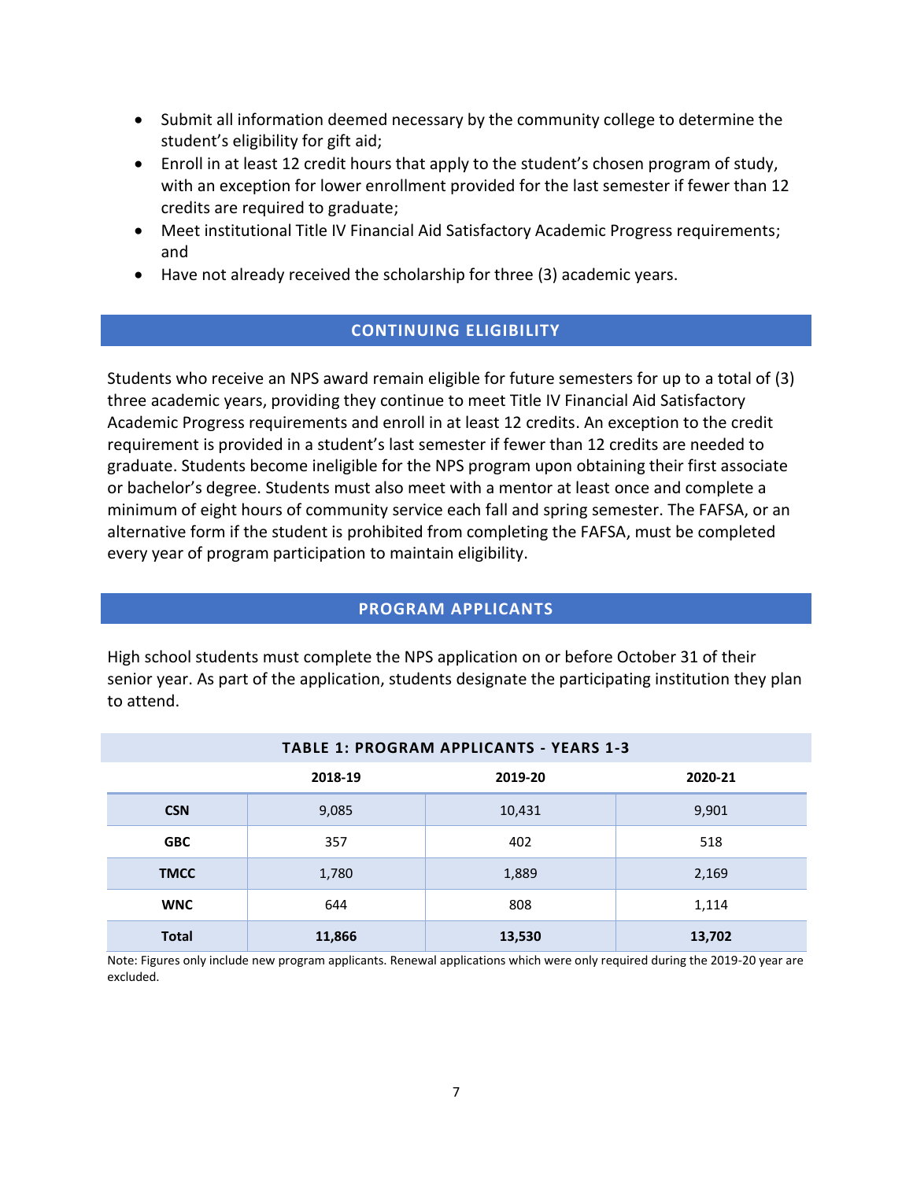- Submit all information deemed necessary by the community college to determine the student's eligibility for gift aid;
- Enroll in at least 12 credit hours that apply to the student's chosen program of study, with an exception for lower enrollment provided for the last semester if fewer than 12 credits are required to graduate;
- Meet institutional Title IV Financial Aid Satisfactory Academic Progress requirements; and
- Have not already received the scholarship for three (3) academic years.

## CONTINUING ELIGIBILITY

Students who receive an NPS award remain eligible for future semesters for up to a total of (3) three academic years, providing they continue to meet Title IV Financial Aid Satisfactory Academic Progress requirements and enroll in at least 12 credits. An exception to the credit requirement is provided in a student's last semester if fewer than 12 credits are needed to graduate. Students become ineligible for the NPS program upon obtaining their first associate or bachelor's degree. Students must also meet with a mentor at least once and complete a minimum of eight hours of community service each fall and spring semester. The FAFSA, or an alternative form if the student is prohibited from completing the FAFSA, must be completed every year of program participation to maintain eligibility.

## PROGRAM APPLICANTS

High school students must complete the NPS application on or before October 31 of their senior year. As part of the application, students designate the participating institution they plan to attend.

**TABLE 1: PROGRAM APPLICANTS - YEARS 1-3**

| | 2018-19 | 2019-20 | 2020-21 |
|---|---|---|---|
| **CSN** | 9,085 | 10,431 | 9,901 |
| **GBC** | 357 | 402 | 518 |
| **TMCC** | 1,780 | 1,889 | 2,169 |
| **WNC** | 644 | 808 | 1,114 |
| **Total** | **11,866** | **13,530** | **13,702** |

Note: Figures only include new program applicants. Renewal applications which were only required during the 2019-20 year are excluded.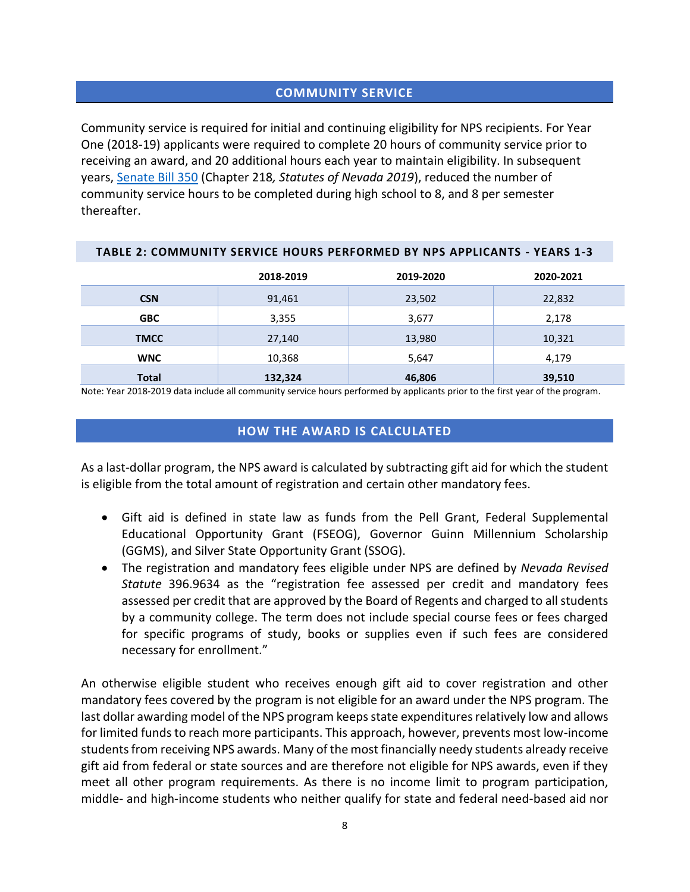## COMMUNITY SERVICE

Community service is required for initial and continuing eligibility for NPS recipients. For Year One (2018-19) applicants were required to complete 20 hours of community service prior to receiving an award, and 20 additional hours each year to maintain eligibility. In subsequent years, Senate Bill 350 (Chapter 218*, Statutes of Nevada 2019*), reduced the number of community service hours to be completed during high school to 8, and 8 per semester thereafter.

**TABLE 2: COMMUNITY SERVICE HOURS PERFORMED BY NPS APPLICANTS - YEARS 1-3**

| | 2018-2019 | 2019-2020 | 2020-2021 |
|---|---|---|---|
| **CSN** | 91,461 | 23,502 | 22,832 |
| **GBC** | 3,355 | 3,677 | 2,178 |
| **TMCC** | 27,140 | 13,980 | 10,321 |
| **WNC** | 10,368 | 5,647 | 4,179 |
| **Total** | **132,324** | **46,806** | **39,510** |

Note: Year 2018-2019 data include all community service hours performed by applicants prior to the first year of the program.

## HOW THE AWARD IS CALCULATED

As a last-dollar program, the NPS award is calculated by subtracting gift aid for which the student is eligible from the total amount of registration and certain other mandatory fees.

- Gift aid is defined in state law as funds from the Pell Grant, Federal Supplemental Educational Opportunity Grant (FSEOG), Governor Guinn Millennium Scholarship (GGMS), and Silver State Opportunity Grant (SSOG).
- The registration and mandatory fees eligible under NPS are defined by *Nevada Revised Statute* 396.9634 as the "registration fee assessed per credit and mandatory fees assessed per credit that are approved by the Board of Regents and charged to all students by a community college. The term does not include special course fees or fees charged for specific programs of study, books or supplies even if such fees are considered necessary for enrollment."

An otherwise eligible student who receives enough gift aid to cover registration and other mandatory fees covered by the program is not eligible for an award under the NPS program. The last dollar awarding model of the NPS program keeps state expenditures relatively low and allows for limited funds to reach more participants. This approach, however, prevents most low-income students from receiving NPS awards. Many of the most financially needy students already receive gift aid from federal or state sources and are therefore not eligible for NPS awards, even if they meet all other program requirements. As there is no income limit to program participation, middle- and high-income students who neither qualify for state and federal need-based aid nor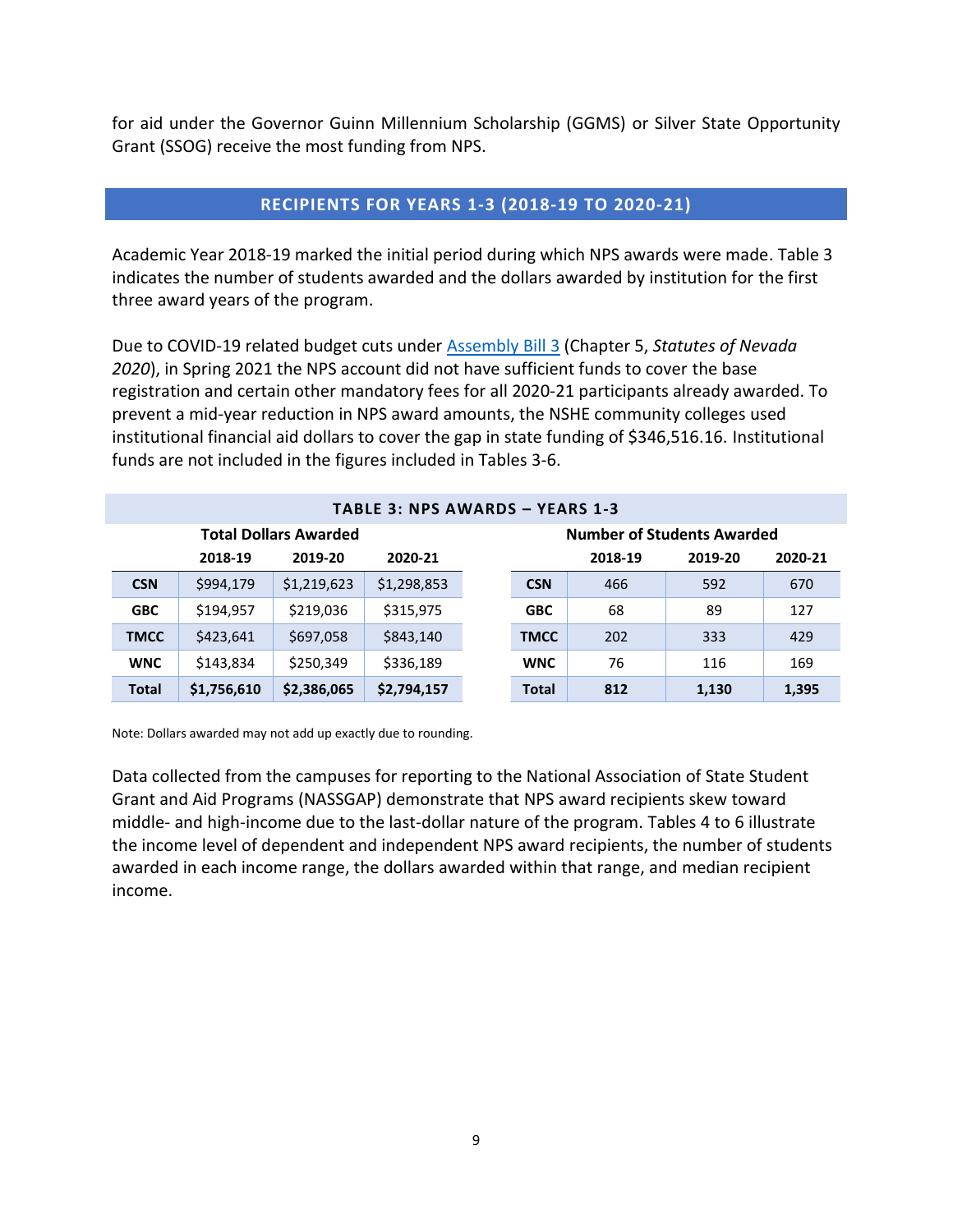for aid under the Governor Guinn Millennium Scholarship (GGMS) or Silver State Opportunity Grant (SSOG) receive the most funding from NPS.

## RECIPIENTS FOR YEARS 1-3 (2018-19 TO 2020-21)

Academic Year 2018-19 marked the initial period during which NPS awards were made. Table 3 indicates the number of students awarded and the dollars awarded by institution for the first three award years of the program.

Due to COVID-19 related budget cuts under [Assembly Bill 3](Assembly Bill 3) (Chapter 5, *Statutes of Nevada 2020*), in Spring 2021 the NPS account did not have sufficient funds to cover the base registration and certain other mandatory fees for all 2020-21 participants already awarded. To prevent a mid-year reduction in NPS award amounts, the NSHE community colleges used institutional financial aid dollars to cover the gap in state funding of $346,516.16. Institutional funds are not included in the figures included in Tables 3-6.

**TABLE 3: NPS AWARDS – YEARS 1-3**

| | Total Dollars Awarded | | | Number of Students Awarded | | |
|---|---|---|---|---|---|---|
| | 2018-19 | 2019-20 | 2020-21 | 2018-19 | 2019-20 | 2020-21 |
| **CSN** | $994,179 | $1,219,623 | $1,298,853 | 466 | 592 | 670 |
| **GBC** | $194,957 | $219,036 | $315,975 | 68 | 89 | 127 |
| **TMCC** | $423,641 | $697,058 | $843,140 | 202 | 333 | 429 |
| **WNC** | $143,834 | $250,349 | $336,189 | 76 | 116 | 169 |
| **Total** | **$1,756,610** | **$2,386,065** | **$2,794,157** | **812** | **1,130** | **1,395** |

Note: Dollars awarded may not add up exactly due to rounding.

Data collected from the campuses for reporting to the National Association of State Student Grant and Aid Programs (NASSGAP) demonstrate that NPS award recipients skew toward middle- and high-income due to the last-dollar nature of the program. Tables 4 to 6 illustrate the income level of dependent and independent NPS award recipients, the number of students awarded in each income range, the dollars awarded within that range, and median recipient income.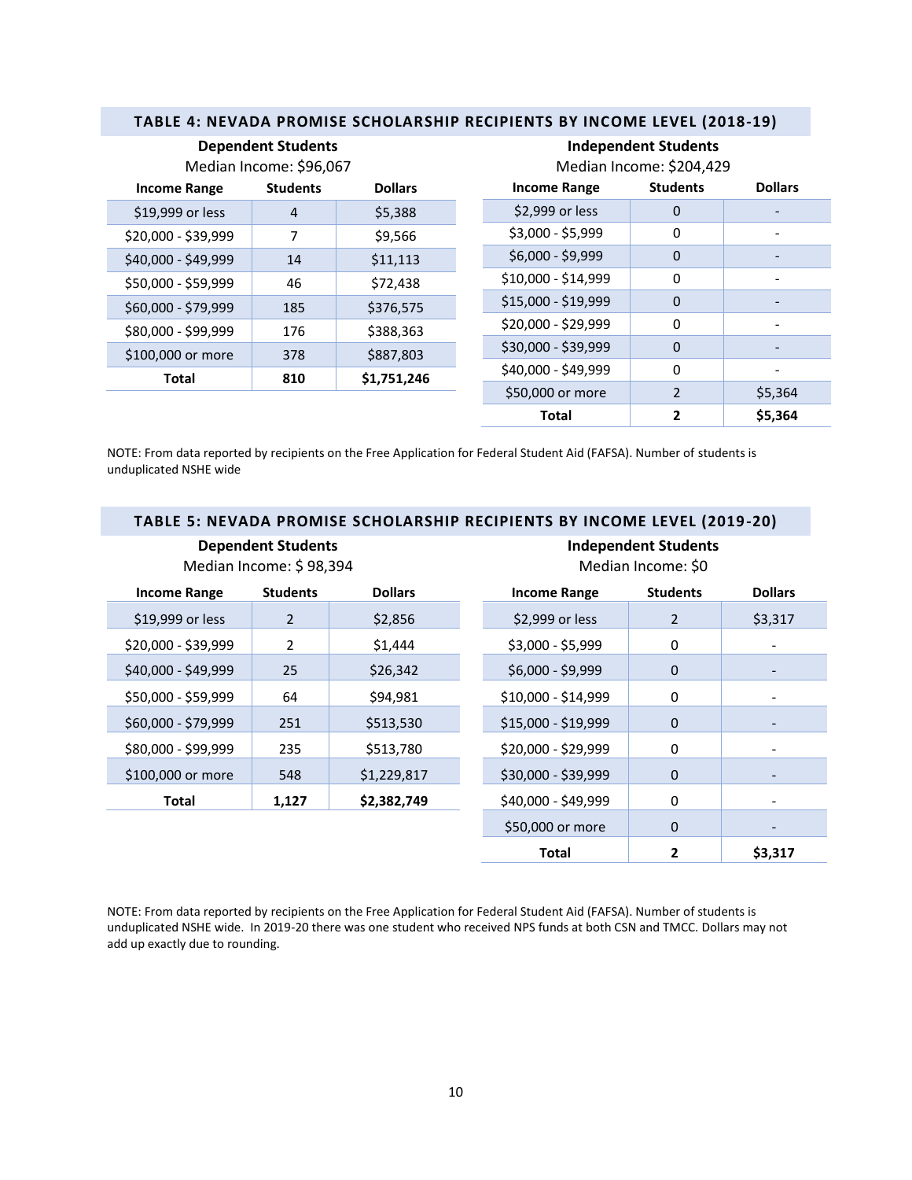## TABLE 4: NEVADA PROMISE SCHOLARSHIP RECIPIENTS BY INCOME LEVEL (2018-19)

**Dependent Students**
Median Income: $96,067

| Income Range | Students | Dollars |
|---|---|---|
| $19,999 or less | 4 | $5,388 |
| $20,000 - $39,999 | 7 | $9,566 |
| $40,000 - $49,999 | 14 | $11,113 |
| $50,000 - $59,999 | 46 | $72,438 |
| $60,000 - $79,999 | 185 | $376,575 |
| $80,000 - $99,999 | 176 | $388,363 |
| $100,000 or more | 378 | $887,803 |
| **Total** | **810** | **$1,751,246** |

**Independent Students**
Median Income: $204,429

| Income Range | Students | Dollars |
|---|---|---|
| $2,999 or less | 0 | - |
| $3,000 - $5,999 | 0 | - |
| $6,000 - $9,999 | 0 | - |
| $10,000 - $14,999 | 0 | - |
| $15,000 - $19,999 | 0 | - |
| $20,000 - $29,999 | 0 | - |
| $30,000 - $39,999 | 0 | - |
| $40,000 - $49,999 | 0 | - |
| $50,000 or more | 2 | $5,364 |
| **Total** | **2** | **$5,364** |

NOTE: From data reported by recipients on the Free Application for Federal Student Aid (FAFSA). Number of students is unduplicated NSHE wide

## TABLE 5: NEVADA PROMISE SCHOLARSHIP RECIPIENTS BY INCOME LEVEL (2019-20)

**Dependent Students**
Median Income: $ 98,394

| Income Range | Students | Dollars |
|---|---|---|
| $19,999 or less | 2 | $2,856 |
| $20,000 - $39,999 | 2 | $1,444 |
| $40,000 - $49,999 | 25 | $26,342 |
| $50,000 - $59,999 | 64 | $94,981 |
| $60,000 - $79,999 | 251 | $513,530 |
| $80,000 - $99,999 | 235 | $513,780 |
| $100,000 or more | 548 | $1,229,817 |
| **Total** | **1,127** | **$2,382,749** |

**Independent Students**
Median Income: $0

| Income Range | Students | Dollars |
|---|---|---|
| $2,999 or less | 2 | $3,317 |
| $3,000 - $5,999 | 0 | - |
| $6,000 - $9,999 | 0 | - |
| $10,000 - $14,999 | 0 | - |
| $15,000 - $19,999 | 0 | - |
| $20,000 - $29,999 | 0 | - |
| $30,000 - $39,999 | 0 | - |
| $40,000 - $49,999 | 0 | - |
| $50,000 or more | 0 | - |
| **Total** | **2** | **$3,317** |

NOTE: From data reported by recipients on the Free Application for Federal Student Aid (FAFSA). Number of students is unduplicated NSHE wide. In 2019-20 there was one student who received NPS funds at both CSN and TMCC. Dollars may not add up exactly due to rounding.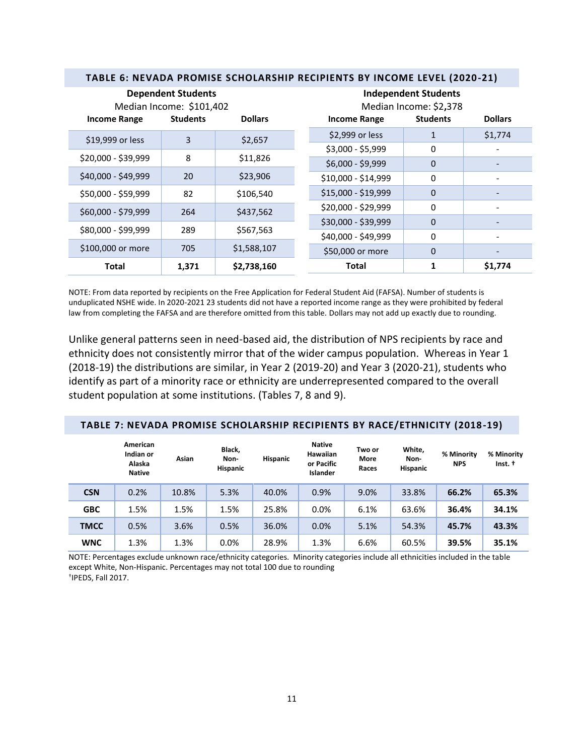### TABLE 6: NEVADA PROMISE SCHOLARSHIP RECIPIENTS BY INCOME LEVEL (2020-21)

**Dependent Students**
Median Income: $101,402

| Income Range | Students | Dollars |
|---|---|---|
| $19,999 or less | 3 | $2,657 |
| $20,000 - $39,999 | 8 | $11,826 |
| $40,000 - $49,999 | 20 | $23,906 |
| $50,000 - $59,999 | 82 | $106,540 |
| $60,000 - $79,999 | 264 | $437,562 |
| $80,000 - $99,999 | 289 | $567,563 |
| $100,000 or more | 705 | $1,588,107 |
| **Total** | **1,371** | **$2,738,160** |

**Independent Students**
Median Income: $2,378

| Income Range | Students | Dollars |
|---|---|---|
| $2,999 or less | 1 | $1,774 |
| $3,000 - $5,999 | 0 | - |
| $6,000 - $9,999 | 0 | - |
| $10,000 - $14,999 | 0 | - |
| $15,000 - $19,999 | 0 | - |
| $20,000 - $29,999 | 0 | - |
| $30,000 - $39,999 | 0 | - |
| $40,000 - $49,999 | 0 | - |
| $50,000 or more | 0 | - |
| **Total** | **1** | **$1,774** |

NOTE: From data reported by recipients on the Free Application for Federal Student Aid (FAFSA). Number of students is unduplicated NSHE wide. In 2020-2021 23 students did not have a reported income range as they were prohibited by federal law from completing the FAFSA and are therefore omitted from this table. Dollars may not add up exactly due to rounding.

Unlike general patterns seen in need-based aid, the distribution of NPS recipients by race and ethnicity does not consistently mirror that of the wider campus population. Whereas in Year 1 (2018-19) the distributions are similar, in Year 2 (2019-20) and Year 3 (2020-21), students who identify as part of a minority race or ethnicity are underrepresented compared to the overall student population at some institutions. (Tables 7, 8 and 9).

### TABLE 7: NEVADA PROMISE SCHOLARSHIP RECIPIENTS BY RACE/ETHNICITY (2018-19)

| | American Indian or Alaska Native | Asian | Black, Non-Hispanic | Hispanic | Native Hawaiian or Pacific Islander | Two or More Races | White, Non-Hispanic | % Minority NPS | % Minority Inst. † |
|---|---|---|---|---|---|---|---|---|---|
| **CSN** | 0.2% | 10.8% | 5.3% | 40.0% | 0.9% | 9.0% | 33.8% | **66.2%** | **65.3%** |
| **GBC** | 1.5% | 1.5% | 1.5% | 25.8% | 0.0% | 6.1% | 63.6% | **36.4%** | **34.1%** |
| **TMCC** | 0.5% | 3.6% | 0.5% | 36.0% | 0.0% | 5.1% | 54.3% | **45.7%** | **43.3%** |
| **WNC** | 1.3% | 1.3% | 0.0% | 28.9% | 1.3% | 6.6% | 60.5% | **39.5%** | **35.1%** |

NOTE: Percentages exclude unknown race/ethnicity categories. Minority categories include all ethnicities included in the table except White, Non-Hispanic. Percentages may not total 100 due to rounding
†IPEDS, Fall 2017.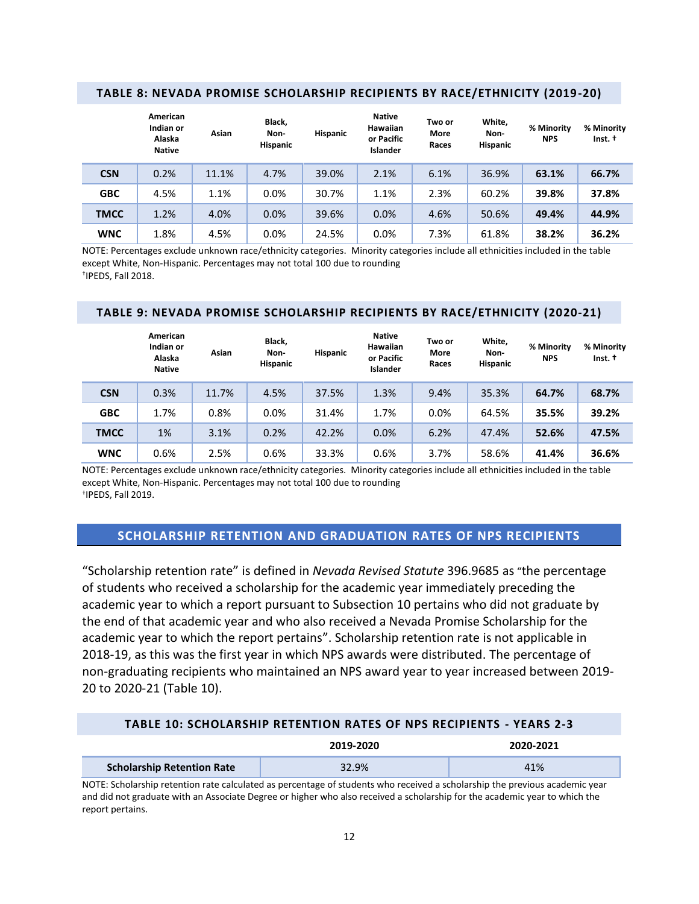### TABLE 8: NEVADA PROMISE SCHOLARSHIP RECIPIENTS BY RACE/ETHNICITY (2019-20)

| | American Indian or Alaska Native | Asian | Black, Non-Hispanic | Hispanic | Native Hawaiian or Pacific Islander | Two or More Races | White, Non-Hispanic | % Minority NPS | % Minority Inst. † |
|---|---|---|---|---|---|---|---|---|---|
| **CSN** | 0.2% | 11.1% | 4.7% | 39.0% | 2.1% | 6.1% | 36.9% | **63.1%** | **66.7%** |
| **GBC** | 4.5% | 1.1% | 0.0% | 30.7% | 1.1% | 2.3% | 60.2% | **39.8%** | **37.8%** |
| **TMCC** | 1.2% | 4.0% | 0.0% | 39.6% | 0.0% | 4.6% | 50.6% | **49.4%** | **44.9%** |
| **WNC** | 1.8% | 4.5% | 0.0% | 24.5% | 0.0% | 7.3% | 61.8% | **38.2%** | **36.2%** |

NOTE: Percentages exclude unknown race/ethnicity categories. Minority categories include all ethnicities included in the table except White, Non-Hispanic. Percentages may not total 100 due to rounding
†IPEDS, Fall 2018.

### TABLE 9: NEVADA PROMISE SCHOLARSHIP RECIPIENTS BY RACE/ETHNICITY (2020-21)

| | American Indian or Alaska Native | Asian | Black, Non-Hispanic | Hispanic | Native Hawaiian or Pacific Islander | Two or More Races | White, Non-Hispanic | % Minority NPS | % Minority Inst. † |
|---|---|---|---|---|---|---|---|---|---|
| **CSN** | 0.3% | 11.7% | 4.5% | 37.5% | 1.3% | 9.4% | 35.3% | **64.7%** | **68.7%** |
| **GBC** | 1.7% | 0.8% | 0.0% | 31.4% | 1.7% | 0.0% | 64.5% | **35.5%** | **39.2%** |
| **TMCC** | 1% | 3.1% | 0.2% | 42.2% | 0.0% | 6.2% | 47.4% | **52.6%** | **47.5%** |
| **WNC** | 0.6% | 2.5% | 0.6% | 33.3% | 0.6% | 3.7% | 58.6% | **41.4%** | **36.6%** |

NOTE: Percentages exclude unknown race/ethnicity categories. Minority categories include all ethnicities included in the table except White, Non-Hispanic. Percentages may not total 100 due to rounding
†IPEDS, Fall 2019.

## SCHOLARSHIP RETENTION AND GRADUATION RATES OF NPS RECIPIENTS

"Scholarship retention rate" is defined in *Nevada Revised Statute* 396.9685 as "the percentage of students who received a scholarship for the academic year immediately preceding the academic year to which a report pursuant to Subsection 10 pertains who did not graduate by the end of that academic year and who also received a Nevada Promise Scholarship for the academic year to which the report pertains". Scholarship retention rate is not applicable in 2018-19, as this was the first year in which NPS awards were distributed. The percentage of non-graduating recipients who maintained an NPS award year to year increased between 2019-20 to 2020-21 (Table 10).

### TABLE 10: SCHOLARSHIP RETENTION RATES OF NPS RECIPIENTS - YEARS 2-3

| | 2019-2020 | 2020-2021 |
|---|---|---|
| **Scholarship Retention Rate** | 32.9% | 41% |

NOTE: Scholarship retention rate calculated as percentage of students who received a scholarship the previous academic year and did not graduate with an Associate Degree or higher who also received a scholarship for the academic year to which the report pertains.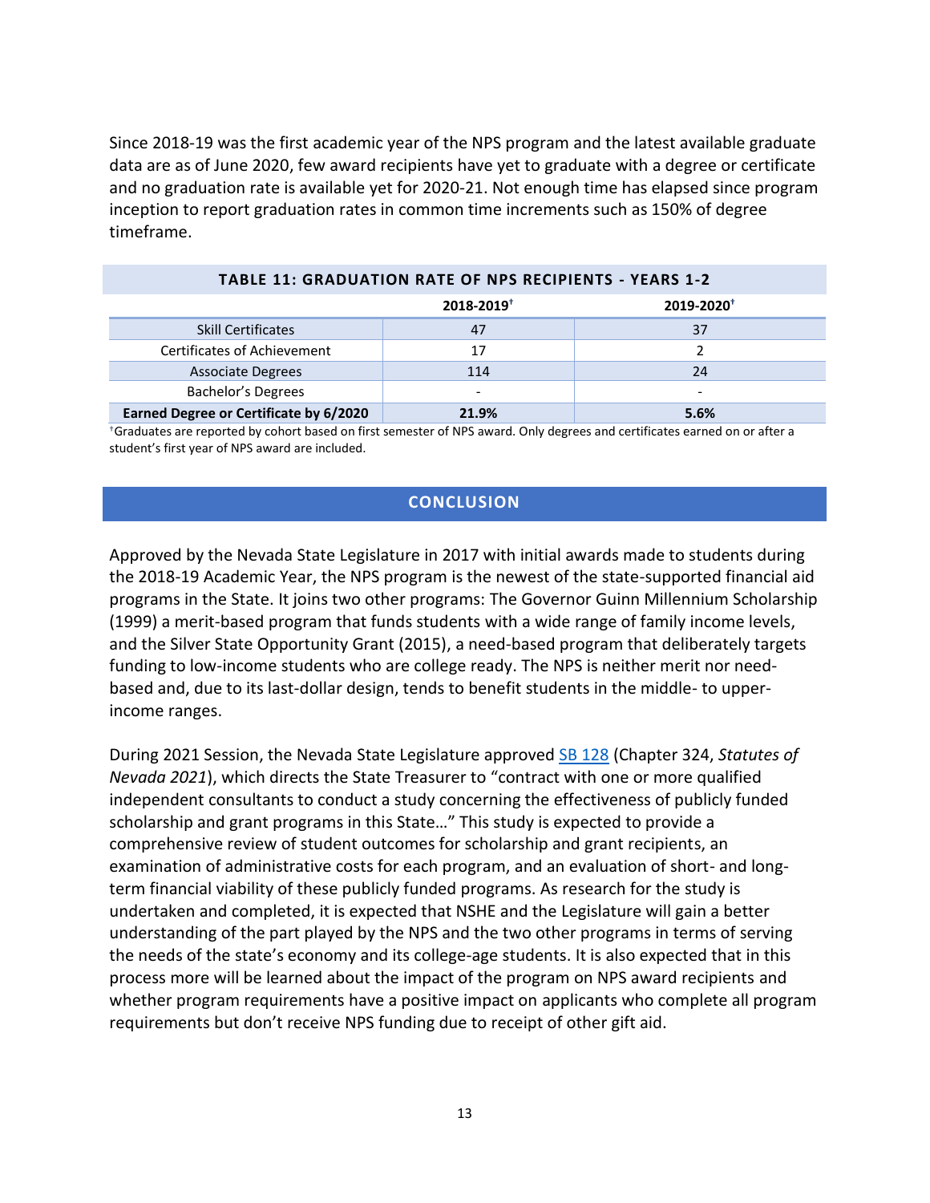Since 2018-19 was the first academic year of the NPS program and the latest available graduate data are as of June 2020, few award recipients have yet to graduate with a degree or certificate and no graduation rate is available yet for 2020-21. Not enough time has elapsed since program inception to report graduation rates in common time increments such as 150% of degree timeframe.

**TABLE 11: GRADUATION RATE OF NPS RECIPIENTS - YEARS 1-2**

| | 2018-2019† | 2019-2020† |
|---|---|---|
| Skill Certificates | 47 | 37 |
| Certificates of Achievement | 17 | 2 |
| Associate Degrees | 114 | 24 |
| Bachelor's Degrees | - | - |
| **Earned Degree or Certificate by 6/2020** | **21.9%** | **5.6%** |

†Graduates are reported by cohort based on first semester of NPS award. Only degrees and certificates earned on or after a student's first year of NPS award are included.

## CONCLUSION

Approved by the Nevada State Legislature in 2017 with initial awards made to students during the 2018-19 Academic Year, the NPS program is the newest of the state-supported financial aid programs in the State. It joins two other programs: The Governor Guinn Millennium Scholarship (1999) a merit-based program that funds students with a wide range of family income levels, and the Silver State Opportunity Grant (2015), a need-based program that deliberately targets funding to low-income students who are college ready. The NPS is neither merit nor need-based and, due to its last-dollar design, tends to benefit students in the middle- to upper-income ranges.

During 2021 Session, the Nevada State Legislature approved SB 128 (Chapter 324, *Statutes of Nevada 2021*), which directs the State Treasurer to "contract with one or more qualified independent consultants to conduct a study concerning the effectiveness of publicly funded scholarship and grant programs in this State…" This study is expected to provide a comprehensive review of student outcomes for scholarship and grant recipients, an examination of administrative costs for each program, and an evaluation of short- and long-term financial viability of these publicly funded programs. As research for the study is undertaken and completed, it is expected that NSHE and the Legislature will gain a better understanding of the part played by the NPS and the two other programs in terms of serving the needs of the state's economy and its college-age students. It is also expected that in this process more will be learned about the impact of the program on NPS award recipients and whether program requirements have a positive impact on applicants who complete all program requirements but don't receive NPS funding due to receipt of other gift aid.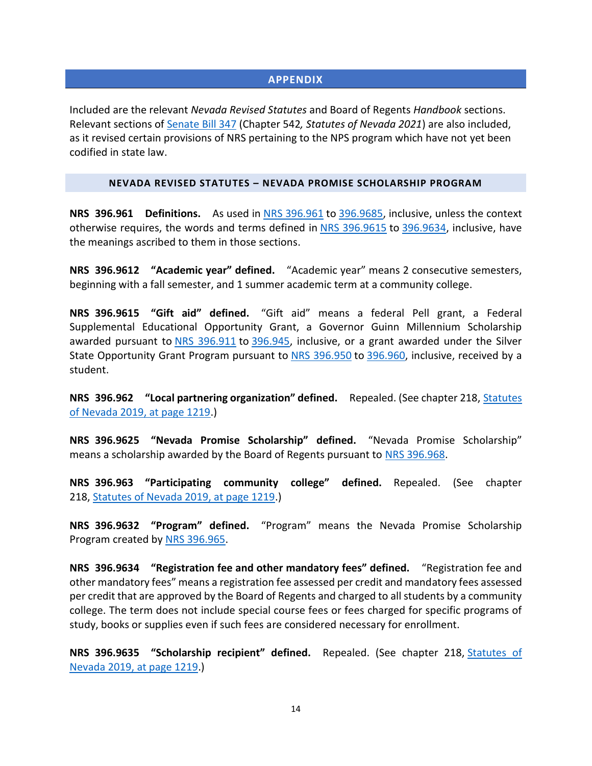## APPENDIX

Included are the relevant *Nevada Revised Statutes* and Board of Regents *Handbook* sections. Relevant sections of Senate Bill 347 (Chapter 542*, Statutes of Nevada 2021*) are also included, as it revised certain provisions of NRS pertaining to the NPS program which have not yet been codified in state law.

### NEVADA REVISED STATUTES – NEVADA PROMISE SCHOLARSHIP PROGRAM

**NRS 396.961 Definitions.** As used in NRS 396.961 to 396.9685, inclusive, unless the context otherwise requires, the words and terms defined in NRS 396.9615 to 396.9634, inclusive, have the meanings ascribed to them in those sections.

**NRS 396.9612 "Academic year" defined.** "Academic year" means 2 consecutive semesters, beginning with a fall semester, and 1 summer academic term at a community college.

**NRS 396.9615 "Gift aid" defined.** "Gift aid" means a federal Pell grant, a Federal Supplemental Educational Opportunity Grant, a Governor Guinn Millennium Scholarship awarded pursuant to NRS 396.911 to 396.945, inclusive, or a grant awarded under the Silver State Opportunity Grant Program pursuant to NRS 396.950 to 396.960, inclusive, received by a student.

**NRS 396.962 "Local partnering organization" defined.** Repealed. (See chapter 218, Statutes of Nevada 2019, at page 1219.)

**NRS 396.9625 "Nevada Promise Scholarship" defined.** "Nevada Promise Scholarship" means a scholarship awarded by the Board of Regents pursuant to NRS 396.968.

**NRS 396.963 "Participating community college" defined.** Repealed. (See chapter 218, Statutes of Nevada 2019, at page 1219.)

**NRS 396.9632 "Program" defined.** "Program" means the Nevada Promise Scholarship Program created by NRS 396.965.

**NRS 396.9634 "Registration fee and other mandatory fees" defined.** "Registration fee and other mandatory fees" means a registration fee assessed per credit and mandatory fees assessed per credit that are approved by the Board of Regents and charged to all students by a community college. The term does not include special course fees or fees charged for specific programs of study, books or supplies even if such fees are considered necessary for enrollment.

**NRS 396.9635 "Scholarship recipient" defined.** Repealed. (See chapter 218, Statutes of Nevada 2019, at page 1219.)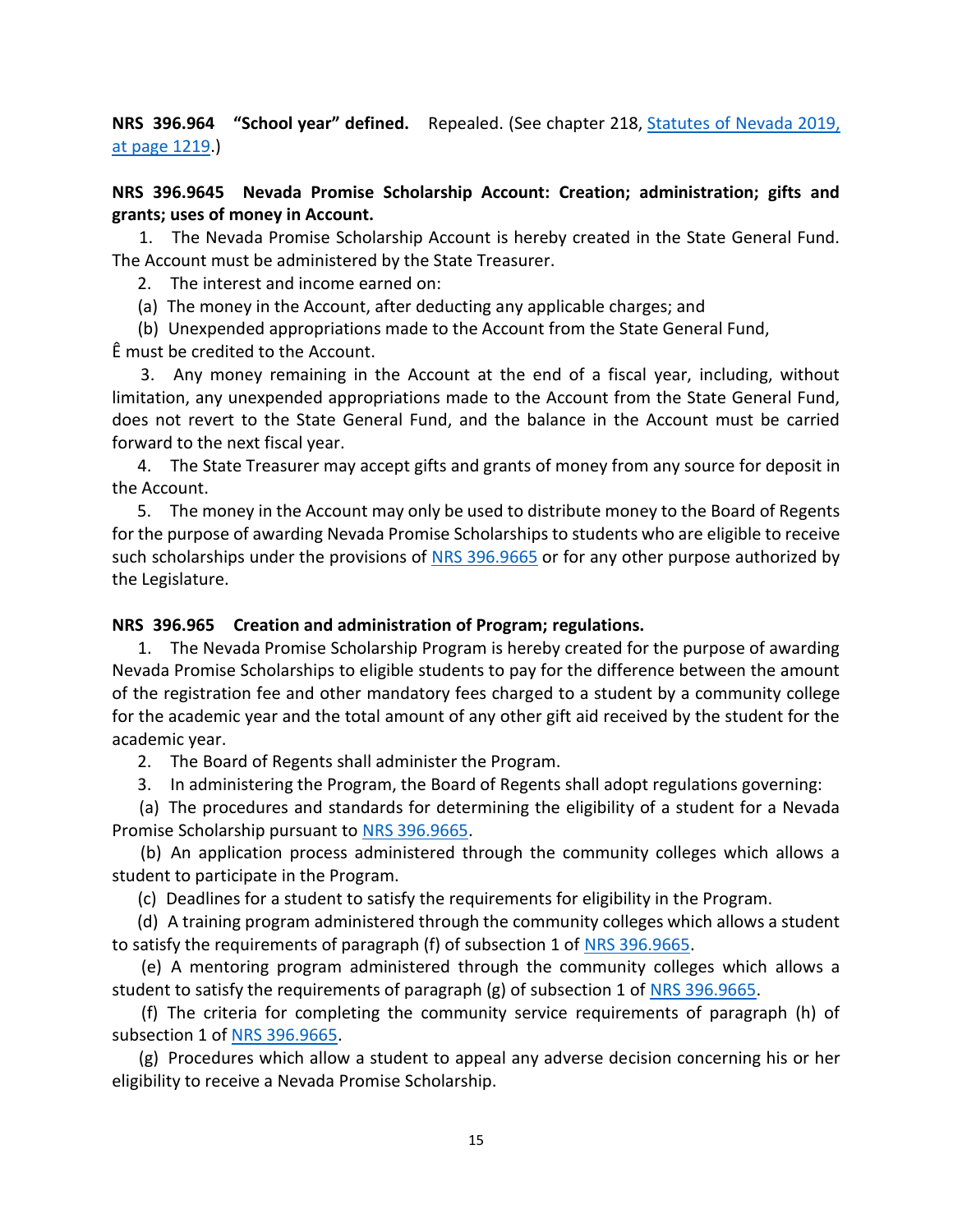**NRS 396.964 "School year" defined.** Repealed. (See chapter 218, [Statutes of Nevada 2019, at page 1219](#).)

**NRS 396.9645 Nevada Promise Scholarship Account: Creation; administration; gifts and grants; uses of money in Account.**

1. The Nevada Promise Scholarship Account is hereby created in the State General Fund. The Account must be administered by the State Treasurer.

2. The interest and income earned on:

(a) The money in the Account, after deducting any applicable charges; and

(b) Unexpended appropriations made to the Account from the State General Fund,

Ê must be credited to the Account.

3. Any money remaining in the Account at the end of a fiscal year, including, without limitation, any unexpended appropriations made to the Account from the State General Fund, does not revert to the State General Fund, and the balance in the Account must be carried forward to the next fiscal year.

4. The State Treasurer may accept gifts and grants of money from any source for deposit in the Account.

5. The money in the Account may only be used to distribute money to the Board of Regents for the purpose of awarding Nevada Promise Scholarships to students who are eligible to receive such scholarships under the provisions of NRS 396.9665 or for any other purpose authorized by the Legislature.

**NRS 396.965 Creation and administration of Program; regulations.**

1. The Nevada Promise Scholarship Program is hereby created for the purpose of awarding Nevada Promise Scholarships to eligible students to pay for the difference between the amount of the registration fee and other mandatory fees charged to a student by a community college for the academic year and the total amount of any other gift aid received by the student for the academic year.

2. The Board of Regents shall administer the Program.

3. In administering the Program, the Board of Regents shall adopt regulations governing:

(a) The procedures and standards for determining the eligibility of a student for a Nevada Promise Scholarship pursuant to NRS 396.9665.

(b) An application process administered through the community colleges which allows a student to participate in the Program.

(c) Deadlines for a student to satisfy the requirements for eligibility in the Program.

(d) A training program administered through the community colleges which allows a student to satisfy the requirements of paragraph (f) of subsection 1 of NRS 396.9665.

(e) A mentoring program administered through the community colleges which allows a student to satisfy the requirements of paragraph (g) of subsection 1 of NRS 396.9665.

(f) The criteria for completing the community service requirements of paragraph (h) of subsection 1 of NRS 396.9665.

(g) Procedures which allow a student to appeal any adverse decision concerning his or her eligibility to receive a Nevada Promise Scholarship.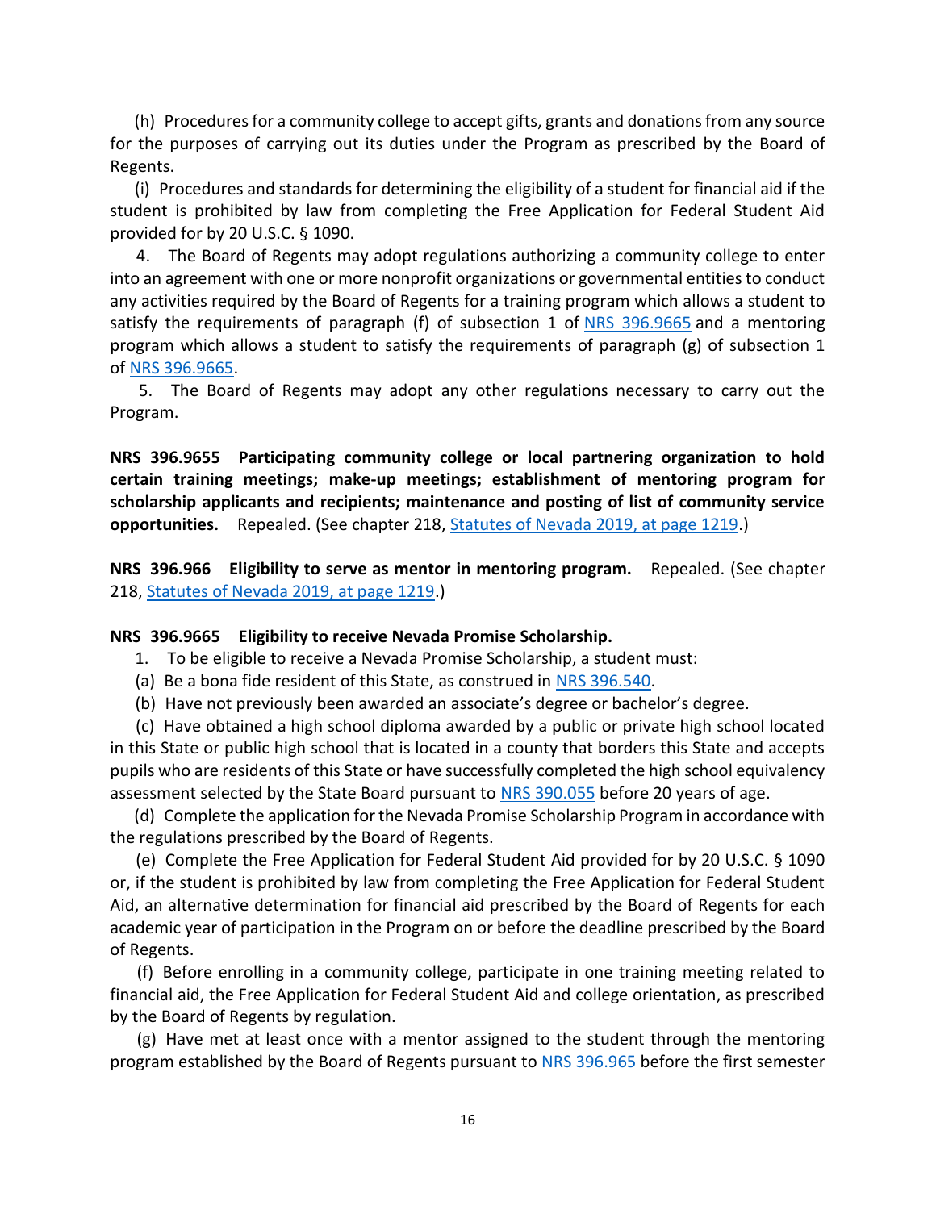(h) Procedures for a community college to accept gifts, grants and donations from any source for the purposes of carrying out its duties under the Program as prescribed by the Board of Regents.

(i) Procedures and standards for determining the eligibility of a student for financial aid if the student is prohibited by law from completing the Free Application for Federal Student Aid provided for by 20 U.S.C. § 1090.

4. The Board of Regents may adopt regulations authorizing a community college to enter into an agreement with one or more nonprofit organizations or governmental entities to conduct any activities required by the Board of Regents for a training program which allows a student to satisfy the requirements of paragraph (f) of subsection 1 of NRS 396.9665 and a mentoring program which allows a student to satisfy the requirements of paragraph (g) of subsection 1 of NRS 396.9665.

5. The Board of Regents may adopt any other regulations necessary to carry out the Program.

**NRS 396.9655 Participating community college or local partnering organization to hold certain training meetings; make-up meetings; establishment of mentoring program for scholarship applicants and recipients; maintenance and posting of list of community service opportunities.** Repealed. (See chapter 218, Statutes of Nevada 2019, at page 1219.)

**NRS 396.966 Eligibility to serve as mentor in mentoring program.** Repealed. (See chapter 218, Statutes of Nevada 2019, at page 1219.)

**NRS 396.9665 Eligibility to receive Nevada Promise Scholarship.**

1. To be eligible to receive a Nevada Promise Scholarship, a student must:

(a) Be a bona fide resident of this State, as construed in NRS 396.540.

(b) Have not previously been awarded an associate's degree or bachelor's degree.

(c) Have obtained a high school diploma awarded by a public or private high school located in this State or public high school that is located in a county that borders this State and accepts pupils who are residents of this State or have successfully completed the high school equivalency assessment selected by the State Board pursuant to NRS 390.055 before 20 years of age.

(d) Complete the application for the Nevada Promise Scholarship Program in accordance with the regulations prescribed by the Board of Regents.

(e) Complete the Free Application for Federal Student Aid provided for by 20 U.S.C. § 1090 or, if the student is prohibited by law from completing the Free Application for Federal Student Aid, an alternative determination for financial aid prescribed by the Board of Regents for each academic year of participation in the Program on or before the deadline prescribed by the Board of Regents.

(f) Before enrolling in a community college, participate in one training meeting related to financial aid, the Free Application for Federal Student Aid and college orientation, as prescribed by the Board of Regents by regulation.

(g) Have met at least once with a mentor assigned to the student through the mentoring program established by the Board of Regents pursuant to NRS 396.965 before the first semester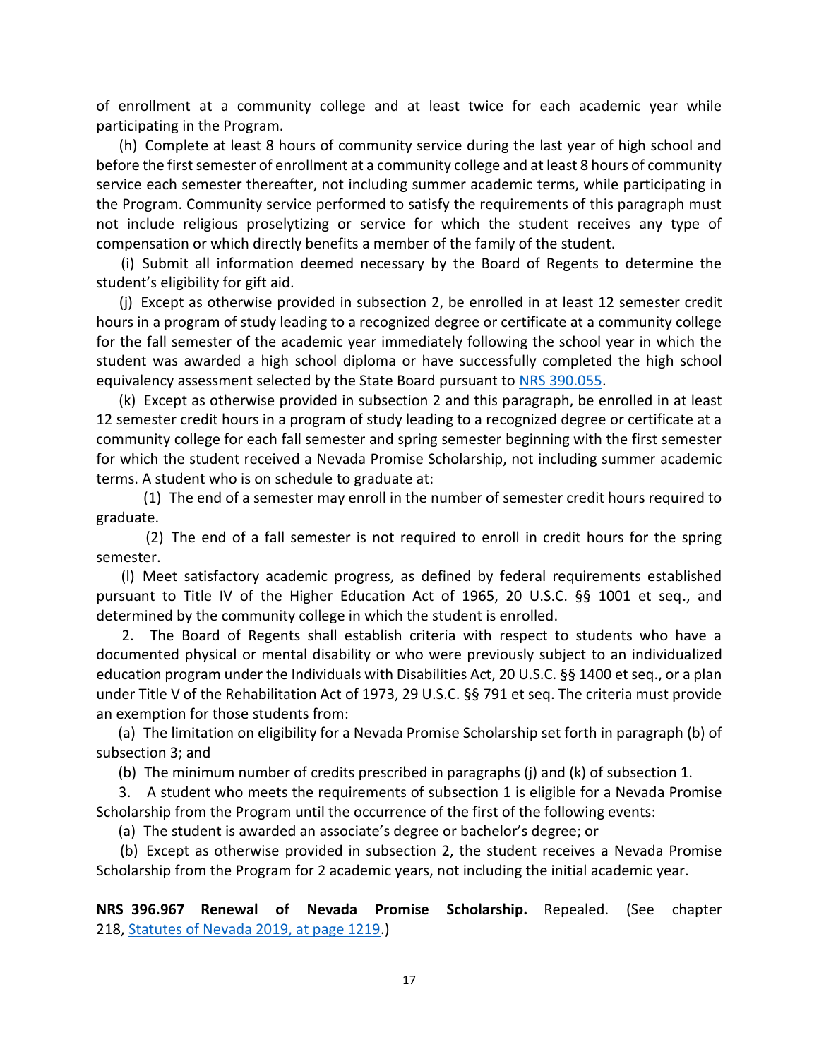of enrollment at a community college and at least twice for each academic year while participating in the Program.

(h) Complete at least 8 hours of community service during the last year of high school and before the first semester of enrollment at a community college and at least 8 hours of community service each semester thereafter, not including summer academic terms, while participating in the Program. Community service performed to satisfy the requirements of this paragraph must not include religious proselytizing or service for which the student receives any type of compensation or which directly benefits a member of the family of the student.

(i) Submit all information deemed necessary by the Board of Regents to determine the student's eligibility for gift aid.

(j) Except as otherwise provided in subsection 2, be enrolled in at least 12 semester credit hours in a program of study leading to a recognized degree or certificate at a community college for the fall semester of the academic year immediately following the school year in which the student was awarded a high school diploma or have successfully completed the high school equivalency assessment selected by the State Board pursuant to NRS 390.055.

(k) Except as otherwise provided in subsection 2 and this paragraph, be enrolled in at least 12 semester credit hours in a program of study leading to a recognized degree or certificate at a community college for each fall semester and spring semester beginning with the first semester for which the student received a Nevada Promise Scholarship, not including summer academic terms. A student who is on schedule to graduate at:

(1) The end of a semester may enroll in the number of semester credit hours required to graduate.

(2) The end of a fall semester is not required to enroll in credit hours for the spring semester.

(l) Meet satisfactory academic progress, as defined by federal requirements established pursuant to Title IV of the Higher Education Act of 1965, 20 U.S.C. §§ 1001 et seq., and determined by the community college in which the student is enrolled.

2. The Board of Regents shall establish criteria with respect to students who have a documented physical or mental disability or who were previously subject to an individualized education program under the Individuals with Disabilities Act, 20 U.S.C. §§ 1400 et seq., or a plan under Title V of the Rehabilitation Act of 1973, 29 U.S.C. §§ 791 et seq. The criteria must provide an exemption for those students from:

(a) The limitation on eligibility for a Nevada Promise Scholarship set forth in paragraph (b) of subsection 3; and

(b) The minimum number of credits prescribed in paragraphs (j) and (k) of subsection 1.

3. A student who meets the requirements of subsection 1 is eligible for a Nevada Promise Scholarship from the Program until the occurrence of the first of the following events:

(a) The student is awarded an associate's degree or bachelor's degree; or

(b) Except as otherwise provided in subsection 2, the student receives a Nevada Promise Scholarship from the Program for 2 academic years, not including the initial academic year.

**NRS 396.967 Renewal of Nevada Promise Scholarship.** Repealed. (See chapter 218, Statutes of Nevada 2019, at page 1219.)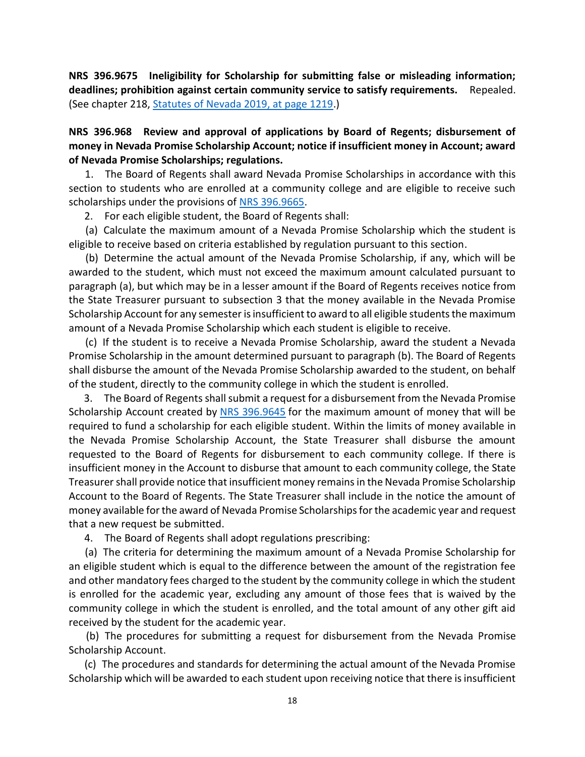**NRS 396.9675 Ineligibility for Scholarship for submitting false or misleading information; deadlines; prohibition against certain community service to satisfy requirements.** Repealed. (See chapter 218, [Statutes of Nevada 2019, at page 1219](Statutes of Nevada 2019, at page 1219).)

**NRS 396.968 Review and approval of applications by Board of Regents; disbursement of money in Nevada Promise Scholarship Account; notice if insufficient money in Account; award of Nevada Promise Scholarships; regulations.**

1. The Board of Regents shall award Nevada Promise Scholarships in accordance with this section to students who are enrolled at a community college and are eligible to receive such scholarships under the provisions of NRS 396.9665.

2. For each eligible student, the Board of Regents shall:

(a) Calculate the maximum amount of a Nevada Promise Scholarship which the student is eligible to receive based on criteria established by regulation pursuant to this section.

(b) Determine the actual amount of the Nevada Promise Scholarship, if any, which will be awarded to the student, which must not exceed the maximum amount calculated pursuant to paragraph (a), but which may be in a lesser amount if the Board of Regents receives notice from the State Treasurer pursuant to subsection 3 that the money available in the Nevada Promise Scholarship Account for any semester is insufficient to award to all eligible students the maximum amount of a Nevada Promise Scholarship which each student is eligible to receive.

(c) If the student is to receive a Nevada Promise Scholarship, award the student a Nevada Promise Scholarship in the amount determined pursuant to paragraph (b). The Board of Regents shall disburse the amount of the Nevada Promise Scholarship awarded to the student, on behalf of the student, directly to the community college in which the student is enrolled.

3. The Board of Regents shall submit a request for a disbursement from the Nevada Promise Scholarship Account created by NRS 396.9645 for the maximum amount of money that will be required to fund a scholarship for each eligible student. Within the limits of money available in the Nevada Promise Scholarship Account, the State Treasurer shall disburse the amount requested to the Board of Regents for disbursement to each community college. If there is insufficient money in the Account to disburse that amount to each community college, the State Treasurer shall provide notice that insufficient money remains in the Nevada Promise Scholarship Account to the Board of Regents. The State Treasurer shall include in the notice the amount of money available for the award of Nevada Promise Scholarships for the academic year and request that a new request be submitted.

4. The Board of Regents shall adopt regulations prescribing:

(a) The criteria for determining the maximum amount of a Nevada Promise Scholarship for an eligible student which is equal to the difference between the amount of the registration fee and other mandatory fees charged to the student by the community college in which the student is enrolled for the academic year, excluding any amount of those fees that is waived by the community college in which the student is enrolled, and the total amount of any other gift aid received by the student for the academic year.

(b) The procedures for submitting a request for disbursement from the Nevada Promise Scholarship Account.

(c) The procedures and standards for determining the actual amount of the Nevada Promise Scholarship which will be awarded to each student upon receiving notice that there is insufficient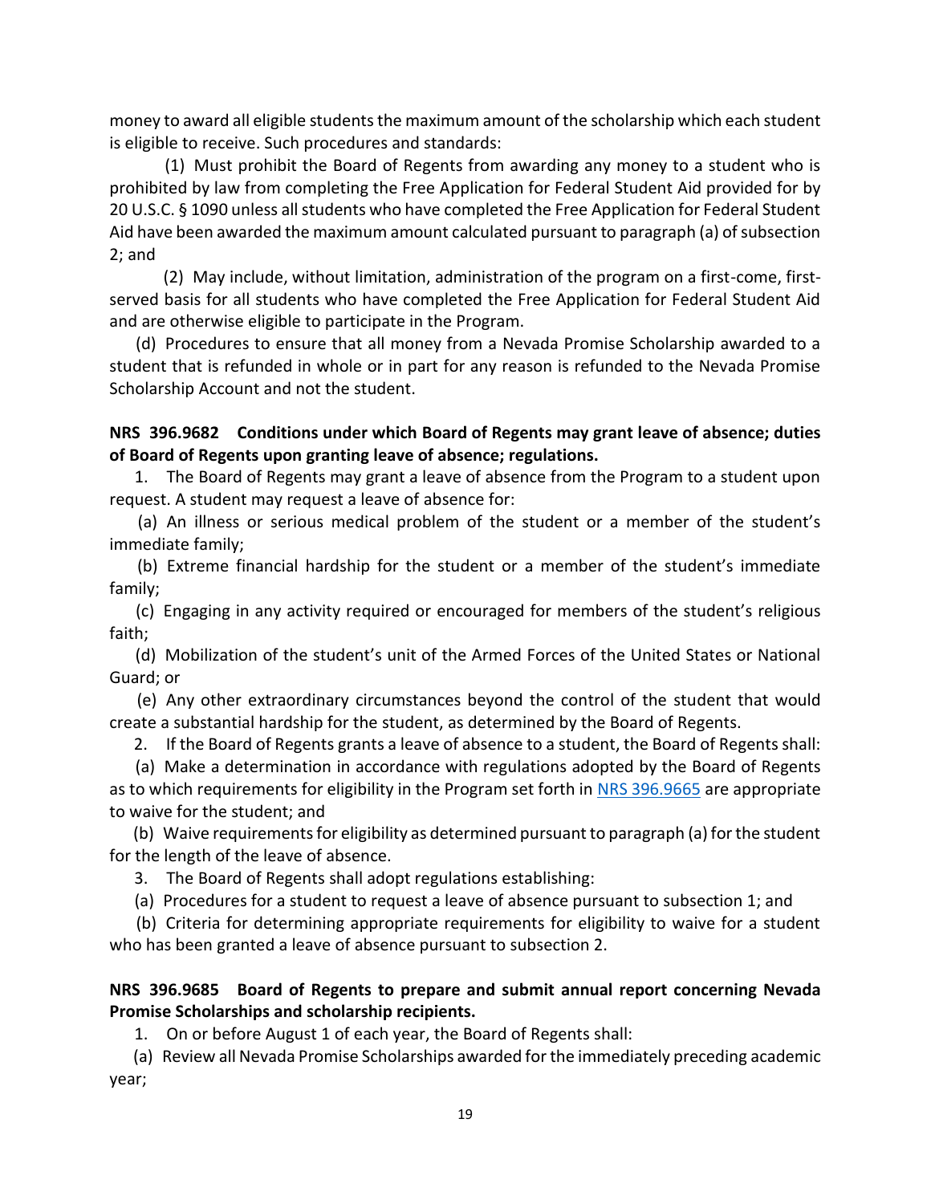money to award all eligible students the maximum amount of the scholarship which each student is eligible to receive. Such procedures and standards:

(1) Must prohibit the Board of Regents from awarding any money to a student who is prohibited by law from completing the Free Application for Federal Student Aid provided for by 20 U.S.C. § 1090 unless all students who have completed the Free Application for Federal Student Aid have been awarded the maximum amount calculated pursuant to paragraph (a) of subsection 2; and

(2) May include, without limitation, administration of the program on a first-come, first-served basis for all students who have completed the Free Application for Federal Student Aid and are otherwise eligible to participate in the Program.

(d) Procedures to ensure that all money from a Nevada Promise Scholarship awarded to a student that is refunded in whole or in part for any reason is refunded to the Nevada Promise Scholarship Account and not the student.

**NRS 396.9682 Conditions under which Board of Regents may grant leave of absence; duties of Board of Regents upon granting leave of absence; regulations.**

1. The Board of Regents may grant a leave of absence from the Program to a student upon request. A student may request a leave of absence for:

(a) An illness or serious medical problem of the student or a member of the student's immediate family;

(b) Extreme financial hardship for the student or a member of the student's immediate family;

(c) Engaging in any activity required or encouraged for members of the student's religious faith;

(d) Mobilization of the student's unit of the Armed Forces of the United States or National Guard; or

(e) Any other extraordinary circumstances beyond the control of the student that would create a substantial hardship for the student, as determined by the Board of Regents.

2. If the Board of Regents grants a leave of absence to a student, the Board of Regents shall:

(a) Make a determination in accordance with regulations adopted by the Board of Regents as to which requirements for eligibility in the Program set forth in NRS 396.9665 are appropriate to waive for the student; and

(b) Waive requirements for eligibility as determined pursuant to paragraph (a) for the student for the length of the leave of absence.

3. The Board of Regents shall adopt regulations establishing:

(a) Procedures for a student to request a leave of absence pursuant to subsection 1; and

(b) Criteria for determining appropriate requirements for eligibility to waive for a student who has been granted a leave of absence pursuant to subsection 2.

**NRS 396.9685 Board of Regents to prepare and submit annual report concerning Nevada Promise Scholarships and scholarship recipients.**

1. On or before August 1 of each year, the Board of Regents shall:

(a) Review all Nevada Promise Scholarships awarded for the immediately preceding academic year;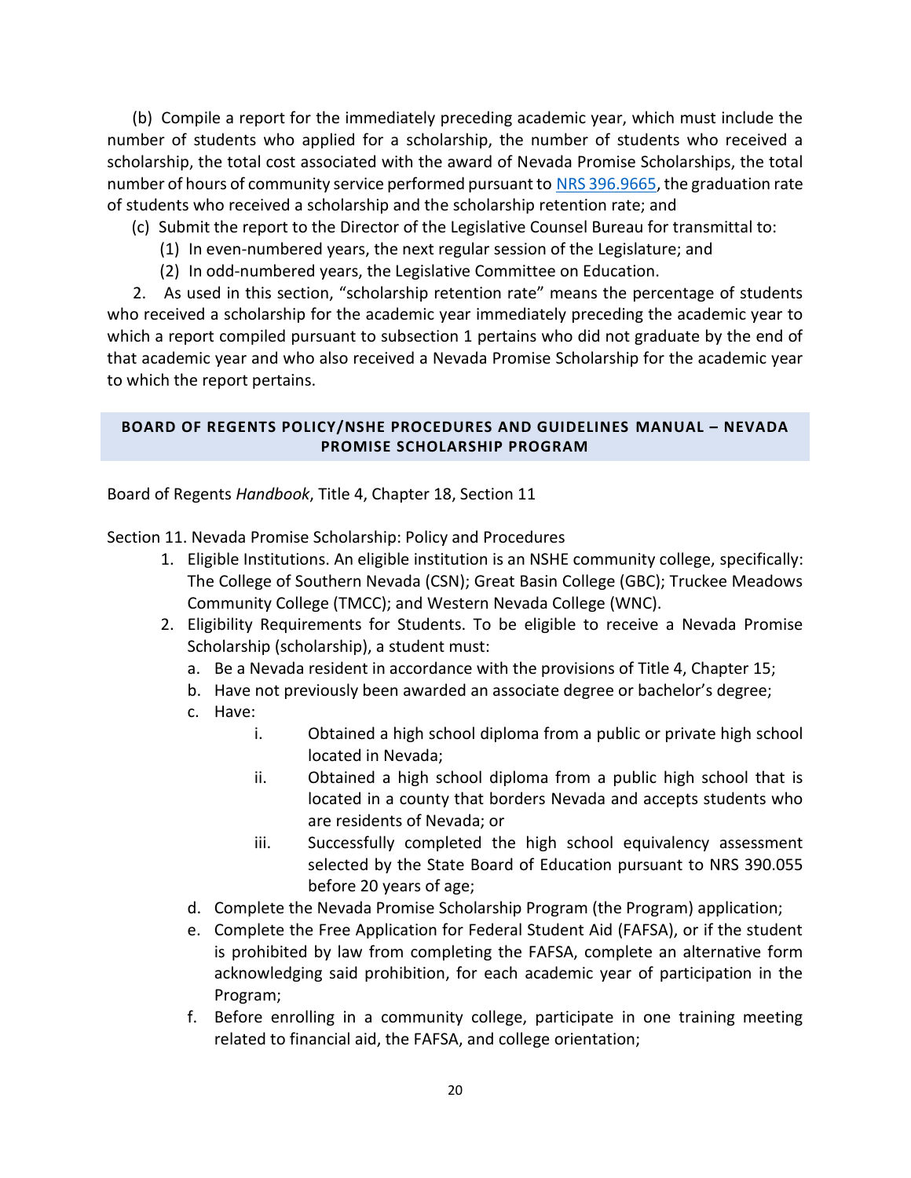(b) Compile a report for the immediately preceding academic year, which must include the number of students who applied for a scholarship, the number of students who received a scholarship, the total cost associated with the award of Nevada Promise Scholarships, the total number of hours of community service performed pursuant to NRS 396.9665, the graduation rate of students who received a scholarship and the scholarship retention rate; and

(c) Submit the report to the Director of the Legislative Counsel Bureau for transmittal to:

(1) In even-numbered years, the next regular session of the Legislature; and

(2) In odd-numbered years, the Legislative Committee on Education.

2. As used in this section, "scholarship retention rate" means the percentage of students who received a scholarship for the academic year immediately preceding the academic year to which a report compiled pursuant to subsection 1 pertains who did not graduate by the end of that academic year and who also received a Nevada Promise Scholarship for the academic year to which the report pertains.

## BOARD OF REGENTS POLICY/NSHE PROCEDURES AND GUIDELINES MANUAL – NEVADA PROMISE SCHOLARSHIP PROGRAM

Board of Regents *Handbook*, Title 4, Chapter 18, Section 11

Section 11. Nevada Promise Scholarship: Policy and Procedures

1. Eligible Institutions. An eligible institution is an NSHE community college, specifically: The College of Southern Nevada (CSN); Great Basin College (GBC); Truckee Meadows Community College (TMCC); and Western Nevada College (WNC).
2. Eligibility Requirements for Students. To be eligible to receive a Nevada Promise Scholarship (scholarship), a student must:
   a. Be a Nevada resident in accordance with the provisions of Title 4, Chapter 15;
   b. Have not previously been awarded an associate degree or bachelor's degree;
   c. Have:
      i. Obtained a high school diploma from a public or private high school located in Nevada;
      ii. Obtained a high school diploma from a public high school that is located in a county that borders Nevada and accepts students who are residents of Nevada; or
      iii. Successfully completed the high school equivalency assessment selected by the State Board of Education pursuant to NRS 390.055 before 20 years of age;
   d. Complete the Nevada Promise Scholarship Program (the Program) application;
   e. Complete the Free Application for Federal Student Aid (FAFSA), or if the student is prohibited by law from completing the FAFSA, complete an alternative form acknowledging said prohibition, for each academic year of participation in the Program;
   f. Before enrolling in a community college, participate in one training meeting related to financial aid, the FAFSA, and college orientation;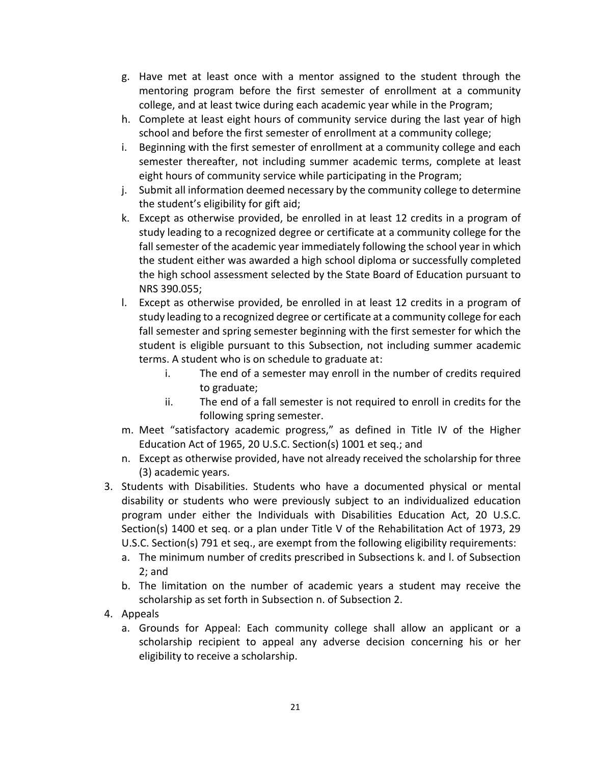g. Have met at least once with a mentor assigned to the student through the mentoring program before the first semester of enrollment at a community college, and at least twice during each academic year while in the Program;
h. Complete at least eight hours of community service during the last year of high school and before the first semester of enrollment at a community college;
i. Beginning with the first semester of enrollment at a community college and each semester thereafter, not including summer academic terms, complete at least eight hours of community service while participating in the Program;
j. Submit all information deemed necessary by the community college to determine the student's eligibility for gift aid;
k. Except as otherwise provided, be enrolled in at least 12 credits in a program of study leading to a recognized degree or certificate at a community college for the fall semester of the academic year immediately following the school year in which the student either was awarded a high school diploma or successfully completed the high school assessment selected by the State Board of Education pursuant to NRS 390.055;
l. Except as otherwise provided, be enrolled in at least 12 credits in a program of study leading to a recognized degree or certificate at a community college for each fall semester and spring semester beginning with the first semester for which the student is eligible pursuant to this Subsection, not including summer academic terms. A student who is on schedule to graduate at:
    i. The end of a semester may enroll in the number of credits required to graduate;
    ii. The end of a fall semester is not required to enroll in credits for the following spring semester.
m. Meet "satisfactory academic progress," as defined in Title IV of the Higher Education Act of 1965, 20 U.S.C. Section(s) 1001 et seq.; and
n. Except as otherwise provided, have not already received the scholarship for three (3) academic years.

3. Students with Disabilities. Students who have a documented physical or mental disability or students who were previously subject to an individualized education program under either the Individuals with Disabilities Education Act, 20 U.S.C. Section(s) 1400 et seq. or a plan under Title V of the Rehabilitation Act of 1973, 29 U.S.C. Section(s) 791 et seq., are exempt from the following eligibility requirements:
    a. The minimum number of credits prescribed in Subsections k. and l. of Subsection 2; and
    b. The limitation on the number of academic years a student may receive the scholarship as set forth in Subsection n. of Subsection 2.
4. Appeals
    a. Grounds for Appeal: Each community college shall allow an applicant or a scholarship recipient to appeal any adverse decision concerning his or her eligibility to receive a scholarship.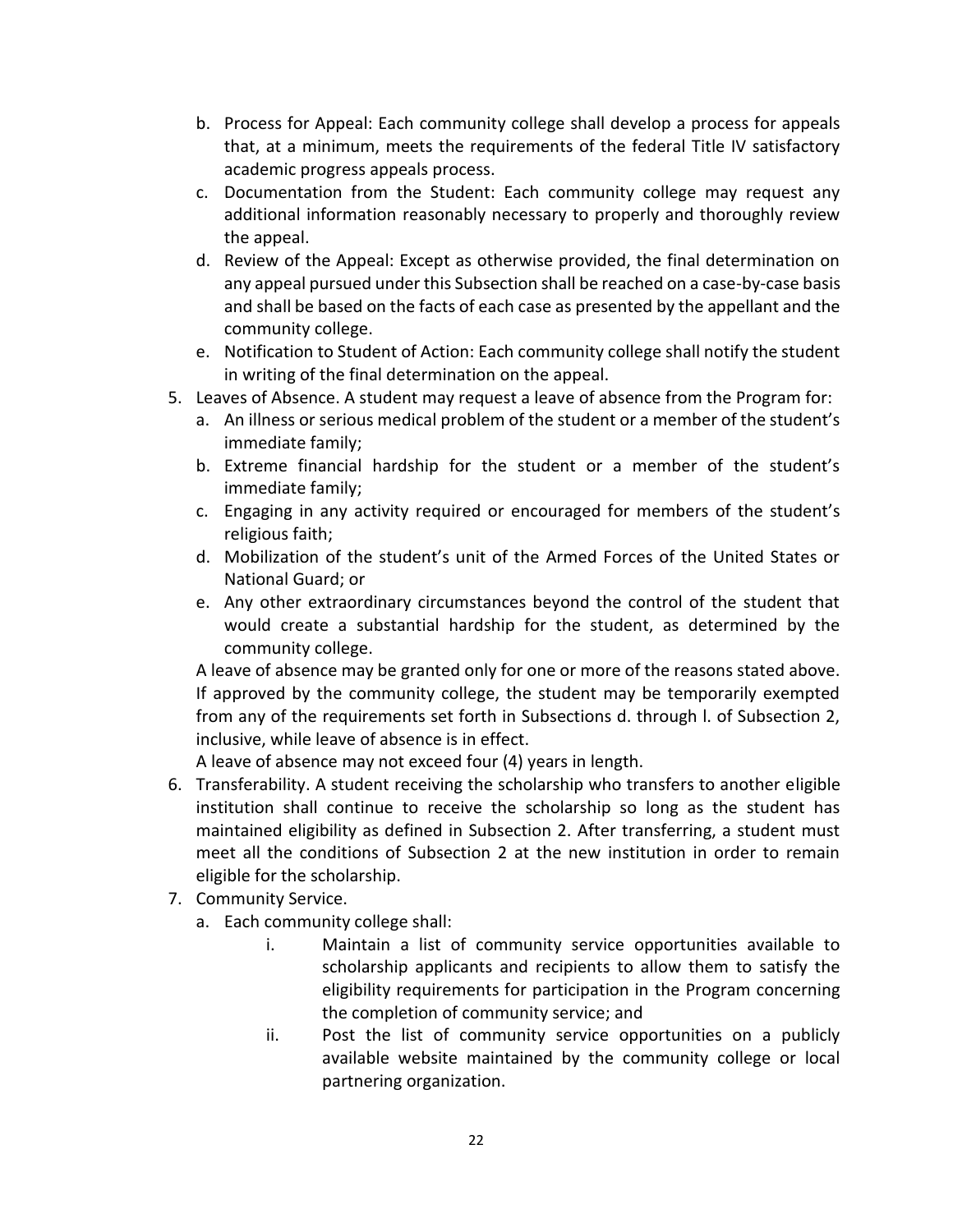b. Process for Appeal: Each community college shall develop a process for appeals that, at a minimum, meets the requirements of the federal Title IV satisfactory academic progress appeals process.
   c. Documentation from the Student: Each community college may request any additional information reasonably necessary to properly and thoroughly review the appeal.
   d. Review of the Appeal: Except as otherwise provided, the final determination on any appeal pursued under this Subsection shall be reached on a case-by-case basis and shall be based on the facts of each case as presented by the appellant and the community college.
   e. Notification to Student of Action: Each community college shall notify the student in writing of the final determination on the appeal.

5. Leaves of Absence. A student may request a leave of absence from the Program for:
   a. An illness or serious medical problem of the student or a member of the student's immediate family;
   b. Extreme financial hardship for the student or a member of the student's immediate family;
   c. Engaging in any activity required or encouraged for members of the student's religious faith;
   d. Mobilization of the student's unit of the Armed Forces of the United States or National Guard; or
   e. Any other extraordinary circumstances beyond the control of the student that would create a substantial hardship for the student, as determined by the community college.

   A leave of absence may be granted only for one or more of the reasons stated above. If approved by the community college, the student may be temporarily exempted from any of the requirements set forth in Subsections d. through l. of Subsection 2, inclusive, while leave of absence is in effect.

   A leave of absence may not exceed four (4) years in length.

6. Transferability. A student receiving the scholarship who transfers to another eligible institution shall continue to receive the scholarship so long as the student has maintained eligibility as defined in Subsection 2. After transferring, a student must meet all the conditions of Subsection 2 at the new institution in order to remain eligible for the scholarship.

7. Community Service.
   a. Each community college shall:
      i. Maintain a list of community service opportunities available to scholarship applicants and recipients to allow them to satisfy the eligibility requirements for participation in the Program concerning the completion of community service; and
      ii. Post the list of community service opportunities on a publicly available website maintained by the community college or local partnering organization.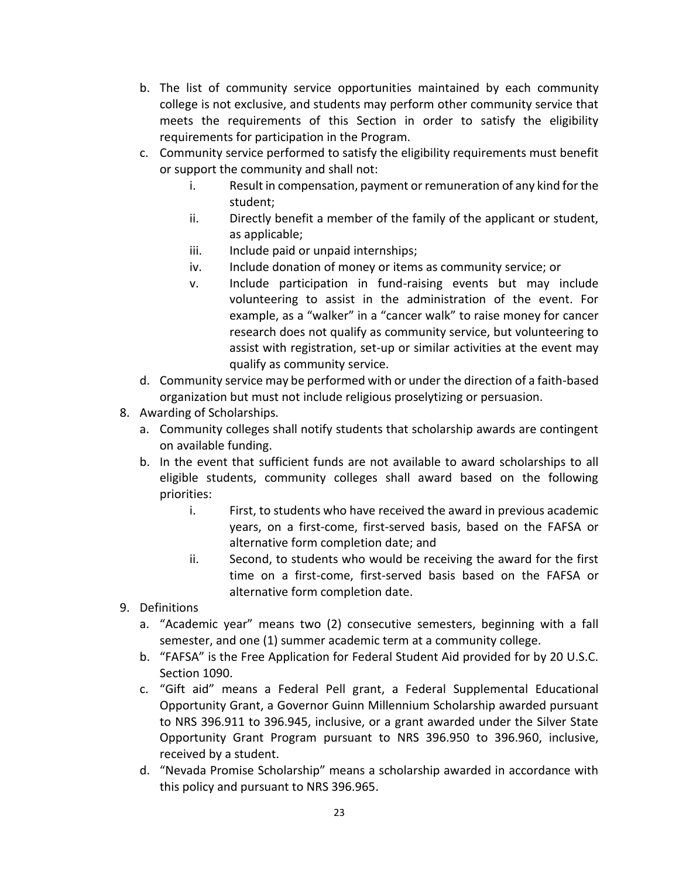b. The list of community service opportunities maintained by each community college is not exclusive, and students may perform other community service that meets the requirements of this Section in order to satisfy the eligibility requirements for participation in the Program.

c. Community service performed to satisfy the eligibility requirements must benefit or support the community and shall not:

    i. Result in compensation, payment or remuneration of any kind for the student;

    ii. Directly benefit a member of the family of the applicant or student, as applicable;

    iii. Include paid or unpaid internships;

    iv. Include donation of money or items as community service; or

    v. Include participation in fund-raising events but may include volunteering to assist in the administration of the event. For example, as a "walker" in a "cancer walk" to raise money for cancer research does not qualify as community service, but volunteering to assist with registration, set-up or similar activities at the event may qualify as community service.

d. Community service may be performed with or under the direction of a faith-based organization but must not include religious proselytizing or persuasion.

8. Awarding of Scholarships.

    a. Community colleges shall notify students that scholarship awards are contingent on available funding.

    b. In the event that sufficient funds are not available to award scholarships to all eligible students, community colleges shall award based on the following priorities:

        i. First, to students who have received the award in previous academic years, on a first-come, first-served basis, based on the FAFSA or alternative form completion date; and

        ii. Second, to students who would be receiving the award for the first time on a first-come, first-served basis based on the FAFSA or alternative form completion date.

9. Definitions

    a. "Academic year" means two (2) consecutive semesters, beginning with a fall semester, and one (1) summer academic term at a community college.

    b. "FAFSA" is the Free Application for Federal Student Aid provided for by 20 U.S.C. Section 1090.

    c. "Gift aid" means a Federal Pell grant, a Federal Supplemental Educational Opportunity Grant, a Governor Guinn Millennium Scholarship awarded pursuant to NRS 396.911 to 396.945, inclusive, or a grant awarded under the Silver State Opportunity Grant Program pursuant to NRS 396.950 to 396.960, inclusive, received by a student.

    d. "Nevada Promise Scholarship" means a scholarship awarded in accordance with this policy and pursuant to NRS 396.965.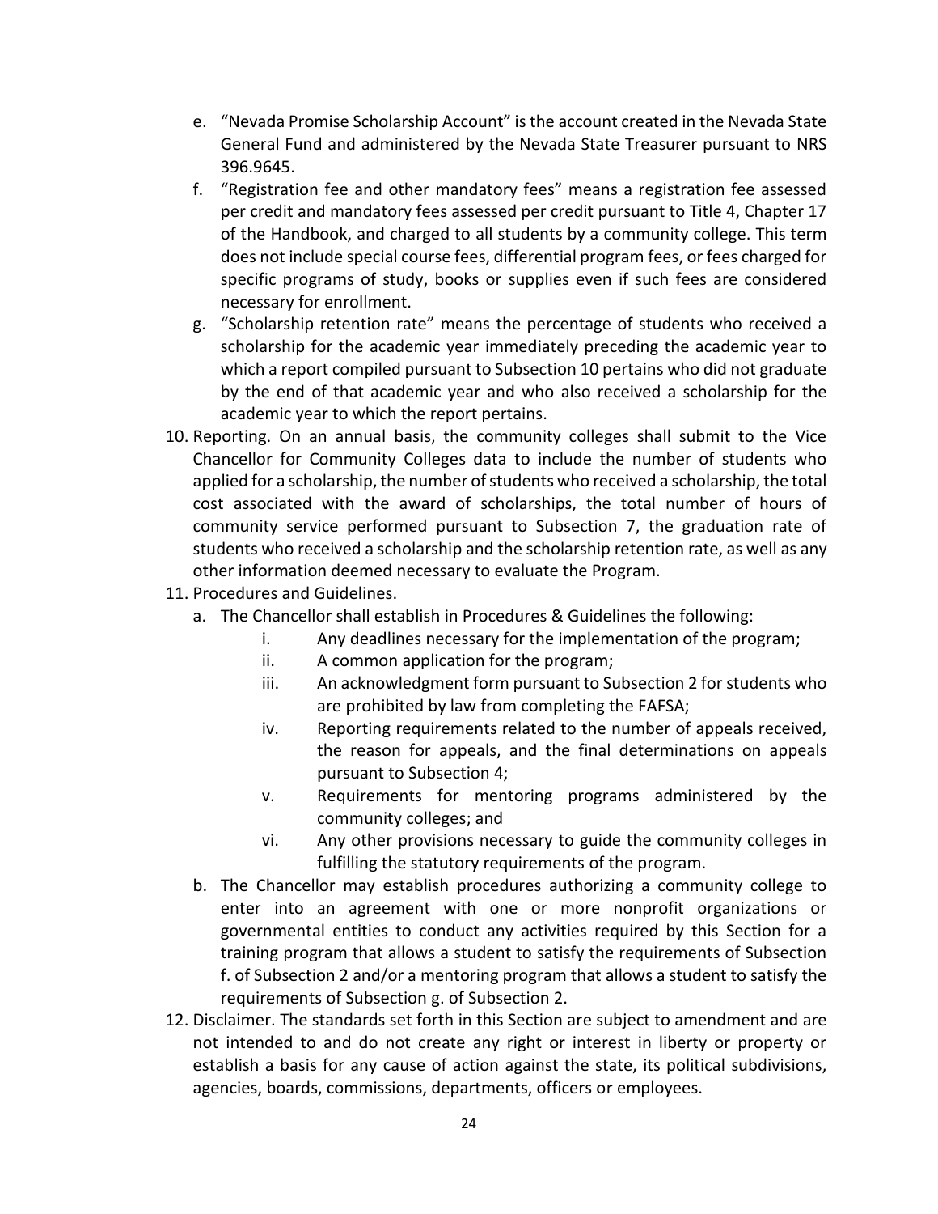e. "Nevada Promise Scholarship Account" is the account created in the Nevada State General Fund and administered by the Nevada State Treasurer pursuant to NRS 396.9645.
   f. "Registration fee and other mandatory fees" means a registration fee assessed per credit and mandatory fees assessed per credit pursuant to Title 4, Chapter 17 of the Handbook, and charged to all students by a community college. This term does not include special course fees, differential program fees, or fees charged for specific programs of study, books or supplies even if such fees are considered necessary for enrollment.
   g. "Scholarship retention rate" means the percentage of students who received a scholarship for the academic year immediately preceding the academic year to which a report compiled pursuant to Subsection 10 pertains who did not graduate by the end of that academic year and who also received a scholarship for the academic year to which the report pertains.

10. Reporting. On an annual basis, the community colleges shall submit to the Vice Chancellor for Community Colleges data to include the number of students who applied for a scholarship, the number of students who received a scholarship, the total cost associated with the award of scholarships, the total number of hours of community service performed pursuant to Subsection 7, the graduation rate of students who received a scholarship and the scholarship retention rate, as well as any other information deemed necessary to evaluate the Program.
11. Procedures and Guidelines.
    a. The Chancellor shall establish in Procedures & Guidelines the following:
       i. Any deadlines necessary for the implementation of the program;
       ii. A common application for the program;
       iii. An acknowledgment form pursuant to Subsection 2 for students who are prohibited by law from completing the FAFSA;
       iv. Reporting requirements related to the number of appeals received, the reason for appeals, and the final determinations on appeals pursuant to Subsection 4;
       v. Requirements for mentoring programs administered by the community colleges; and
       vi. Any other provisions necessary to guide the community colleges in fulfilling the statutory requirements of the program.
    b. The Chancellor may establish procedures authorizing a community college to enter into an agreement with one or more nonprofit organizations or governmental entities to conduct any activities required by this Section for a training program that allows a student to satisfy the requirements of Subsection f. of Subsection 2 and/or a mentoring program that allows a student to satisfy the requirements of Subsection g. of Subsection 2.
12. Disclaimer. The standards set forth in this Section are subject to amendment and are not intended to and do not create any right or interest in liberty or property or establish a basis for any cause of action against the state, its political subdivisions, agencies, boards, commissions, departments, officers or employees.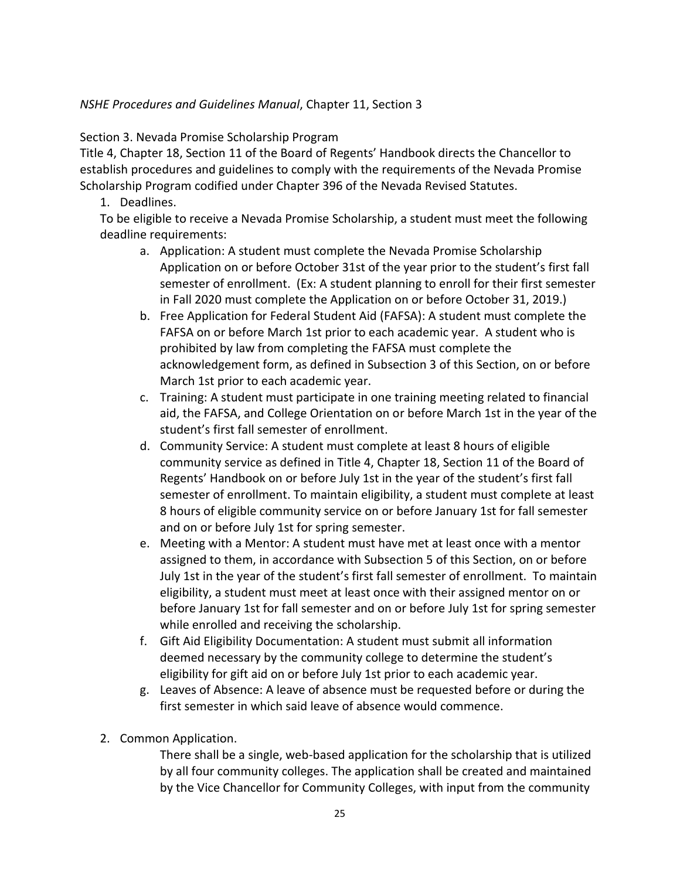*NSHE Procedures and Guidelines Manual*, Chapter 11, Section 3

Section 3. Nevada Promise Scholarship Program

Title 4, Chapter 18, Section 11 of the Board of Regents' Handbook directs the Chancellor to establish procedures and guidelines to comply with the requirements of the Nevada Promise Scholarship Program codified under Chapter 396 of the Nevada Revised Statutes.

1. Deadlines.

   To be eligible to receive a Nevada Promise Scholarship, a student must meet the following deadline requirements:

   a. Application: A student must complete the Nevada Promise Scholarship Application on or before October 31st of the year prior to the student's first fall semester of enrollment. (Ex: A student planning to enroll for their first semester in Fall 2020 must complete the Application on or before October 31, 2019.)

   b. Free Application for Federal Student Aid (FAFSA): A student must complete the FAFSA on or before March 1st prior to each academic year. A student who is prohibited by law from completing the FAFSA must complete the acknowledgement form, as defined in Subsection 3 of this Section, on or before March 1st prior to each academic year.

   c. Training: A student must participate in one training meeting related to financial aid, the FAFSA, and College Orientation on or before March 1st in the year of the student's first fall semester of enrollment.

   d. Community Service: A student must complete at least 8 hours of eligible community service as defined in Title 4, Chapter 18, Section 11 of the Board of Regents' Handbook on or before July 1st in the year of the student's first fall semester of enrollment. To maintain eligibility, a student must complete at least 8 hours of eligible community service on or before January 1st for fall semester and on or before July 1st for spring semester.

   e. Meeting with a Mentor: A student must have met at least once with a mentor assigned to them, in accordance with Subsection 5 of this Section, on or before July 1st in the year of the student's first fall semester of enrollment. To maintain eligibility, a student must meet at least once with their assigned mentor on or before January 1st for fall semester and on or before July 1st for spring semester while enrolled and receiving the scholarship.

   f. Gift Aid Eligibility Documentation: A student must submit all information deemed necessary by the community college to determine the student's eligibility for gift aid on or before July 1st prior to each academic year.

   g. Leaves of Absence: A leave of absence must be requested before or during the first semester in which said leave of absence would commence.

2. Common Application.

   There shall be a single, web-based application for the scholarship that is utilized by all four community colleges. The application shall be created and maintained by the Vice Chancellor for Community Colleges, with input from the community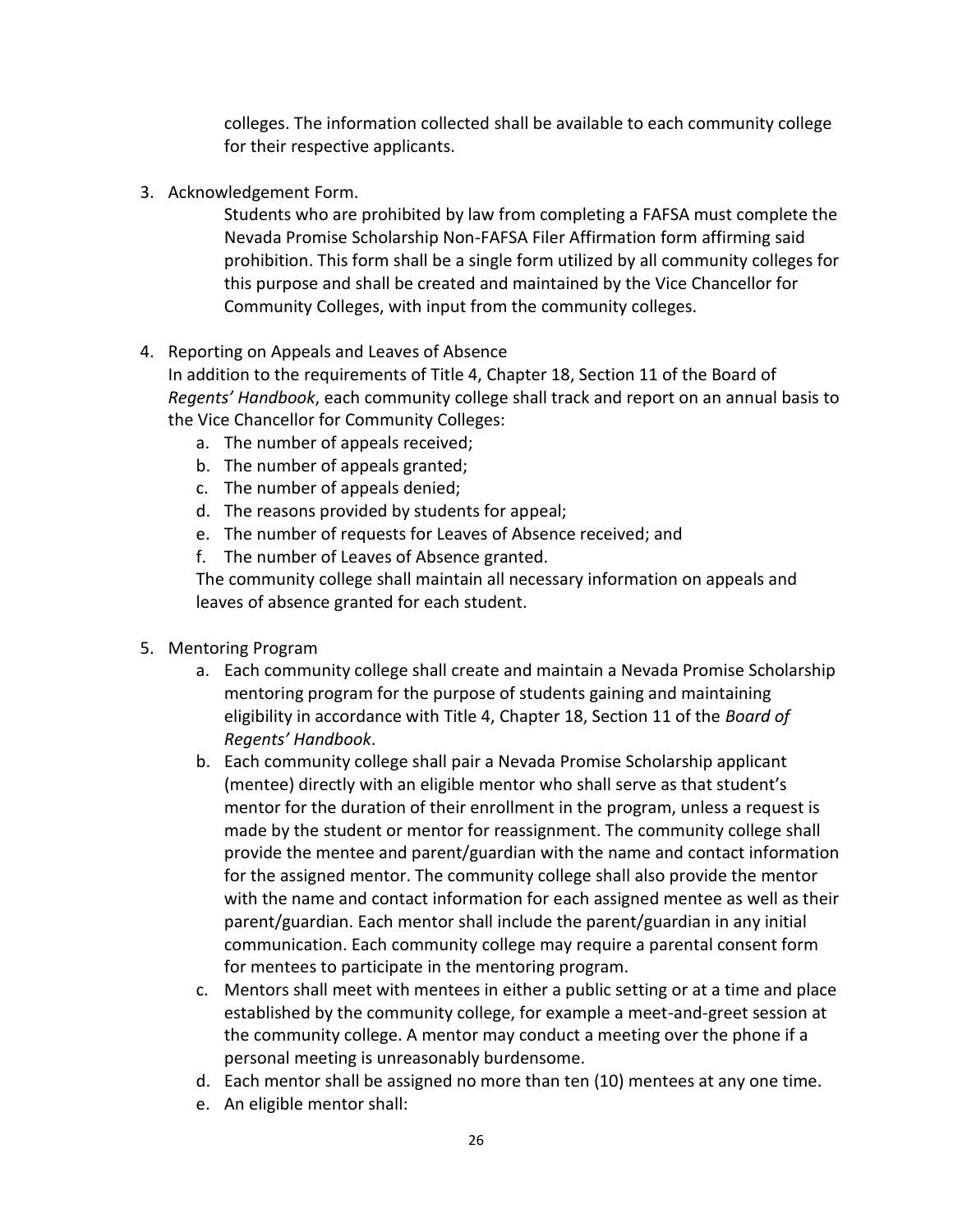colleges. The information collected shall be available to each community college for their respective applicants.

3. Acknowledgement Form.

    Students who are prohibited by law from completing a FAFSA must complete the Nevada Promise Scholarship Non-FAFSA Filer Affirmation form affirming said prohibition. This form shall be a single form utilized by all community colleges for this purpose and shall be created and maintained by the Vice Chancellor for Community Colleges, with input from the community colleges.

4. Reporting on Appeals and Leaves of Absence

    In addition to the requirements of Title 4, Chapter 18, Section 11 of the Board of *Regents' Handbook*, each community college shall track and report on an annual basis to the Vice Chancellor for Community Colleges:

    a. The number of appeals received;
    b. The number of appeals granted;
    c. The number of appeals denied;
    d. The reasons provided by students for appeal;
    e. The number of requests for Leaves of Absence received; and
    f. The number of Leaves of Absence granted.

    The community college shall maintain all necessary information on appeals and leaves of absence granted for each student.

5. Mentoring Program

    a. Each community college shall create and maintain a Nevada Promise Scholarship mentoring program for the purpose of students gaining and maintaining eligibility in accordance with Title 4, Chapter 18, Section 11 of the *Board of Regents' Handbook*.
    b. Each community college shall pair a Nevada Promise Scholarship applicant (mentee) directly with an eligible mentor who shall serve as that student's mentor for the duration of their enrollment in the program, unless a request is made by the student or mentor for reassignment. The community college shall provide the mentee and parent/guardian with the name and contact information for the assigned mentor. The community college shall also provide the mentor with the name and contact information for each assigned mentee as well as their parent/guardian. Each mentor shall include the parent/guardian in any initial communication. Each community college may require a parental consent form for mentees to participate in the mentoring program.
    c. Mentors shall meet with mentees in either a public setting or at a time and place established by the community college, for example a meet-and-greet session at the community college. A mentor may conduct a meeting over the phone if a personal meeting is unreasonably burdensome.
    d. Each mentor shall be assigned no more than ten (10) mentees at any one time.
    e. An eligible mentor shall: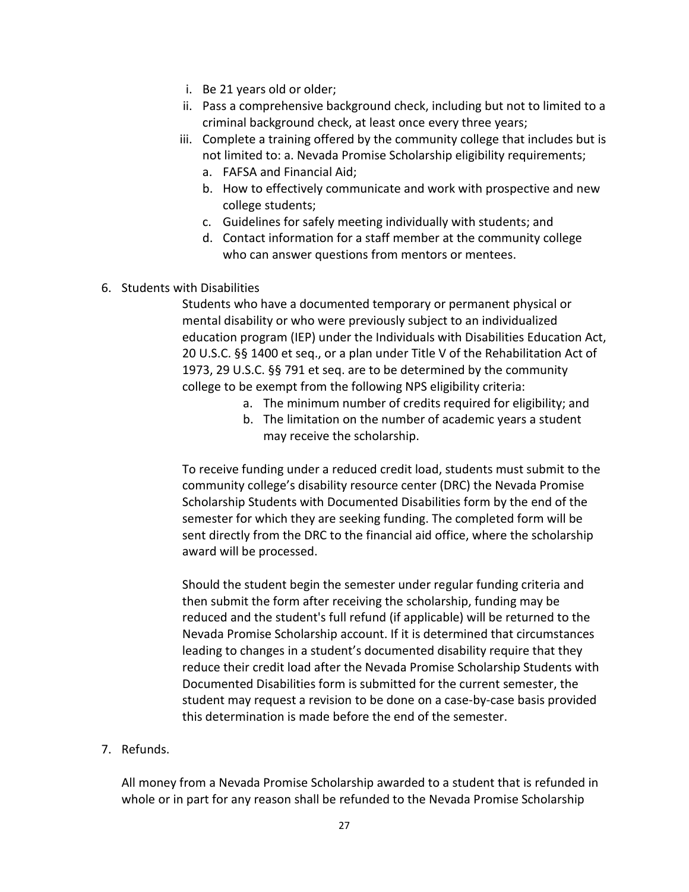i. Be 21 years old or older;
   ii. Pass a comprehensive background check, including but not to limited to a criminal background check, at least once every three years;
   iii. Complete a training offered by the community college that includes but is not limited to: a. Nevada Promise Scholarship eligibility requirements;
      a. FAFSA and Financial Aid;
      b. How to effectively communicate and work with prospective and new college students;
      c. Guidelines for safely meeting individually with students; and
      d. Contact information for a staff member at the community college who can answer questions from mentors or mentees.

6. Students with Disabilities

   Students who have a documented temporary or permanent physical or mental disability or who were previously subject to an individualized education program (IEP) under the Individuals with Disabilities Education Act, 20 U.S.C. §§ 1400 et seq., or a plan under Title V of the Rehabilitation Act of 1973, 29 U.S.C. §§ 791 et seq. are to be determined by the community college to be exempt from the following NPS eligibility criteria:

   a. The minimum number of credits required for eligibility; and
   b. The limitation on the number of academic years a student may receive the scholarship.

   To receive funding under a reduced credit load, students must submit to the community college's disability resource center (DRC) the Nevada Promise Scholarship Students with Documented Disabilities form by the end of the semester for which they are seeking funding. The completed form will be sent directly from the DRC to the financial aid office, where the scholarship award will be processed.

   Should the student begin the semester under regular funding criteria and then submit the form after receiving the scholarship, funding may be reduced and the student's full refund (if applicable) will be returned to the Nevada Promise Scholarship account. If it is determined that circumstances leading to changes in a student's documented disability require that they reduce their credit load after the Nevada Promise Scholarship Students with Documented Disabilities form is submitted for the current semester, the student may request a revision to be done on a case-by-case basis provided this determination is made before the end of the semester.

7. Refunds.

   All money from a Nevada Promise Scholarship awarded to a student that is refunded in whole or in part for any reason shall be refunded to the Nevada Promise Scholarship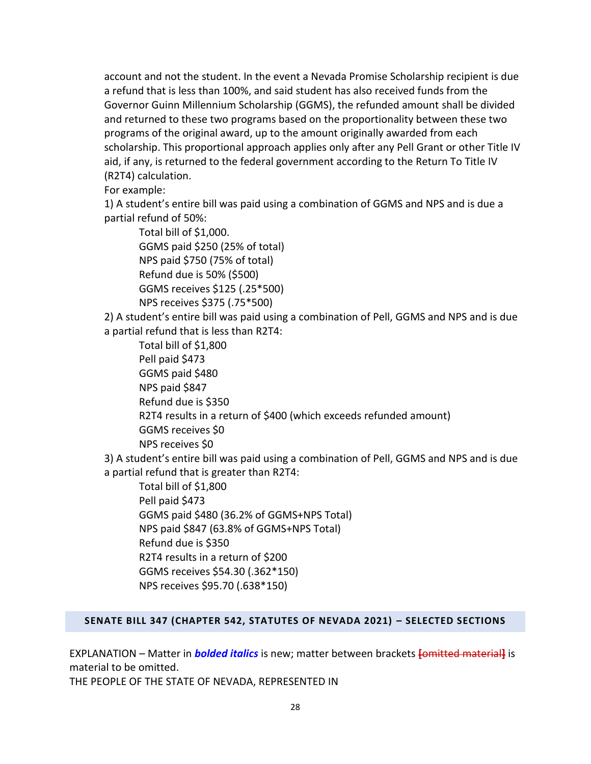account and not the student. In the event a Nevada Promise Scholarship recipient is due a refund that is less than 100%, and said student has also received funds from the Governor Guinn Millennium Scholarship (GGMS), the refunded amount shall be divided and returned to these two programs based on the proportionality between these two programs of the original award, up to the amount originally awarded from each scholarship. This proportional approach applies only after any Pell Grant or other Title IV aid, if any, is returned to the federal government according to the Return To Title IV (R2T4) calculation.

For example:

1) A student's entire bill was paid using a combination of GGMS and NPS and is due a partial refund of 50%:

   Total bill of $1,000.
   GGMS paid $250 (25% of total)
   NPS paid $750 (75% of total)
   Refund due is 50% ($500)
   GGMS receives $125 (.25*500)
   NPS receives $375 (.75*500)

2) A student's entire bill was paid using a combination of Pell, GGMS and NPS and is due a partial refund that is less than R2T4:

   Total bill of $1,800
   Pell paid $473
   GGMS paid $480
   NPS paid $847
   Refund due is $350
   R2T4 results in a return of $400 (which exceeds refunded amount)
   GGMS receives $0
   NPS receives $0

3) A student's entire bill was paid using a combination of Pell, GGMS and NPS and is due a partial refund that is greater than R2T4:

   Total bill of $1,800
   Pell paid $473
   GGMS paid $480 (36.2% of GGMS+NPS Total)
   NPS paid $847 (63.8% of GGMS+NPS Total)
   Refund due is $350
   R2T4 results in a return of $200
   GGMS receives $54.30 (.362*150)
   NPS receives $95.70 (.638*150)

## SENATE BILL 347 (CHAPTER 542, STATUTES OF NEVADA 2021) – SELECTED SECTIONS

EXPLANATION – Matter in ***bolded italics*** is new; matter between brackets ~~[omitted material]~~ is material to be omitted.

THE PEOPLE OF THE STATE OF NEVADA, REPRESENTED IN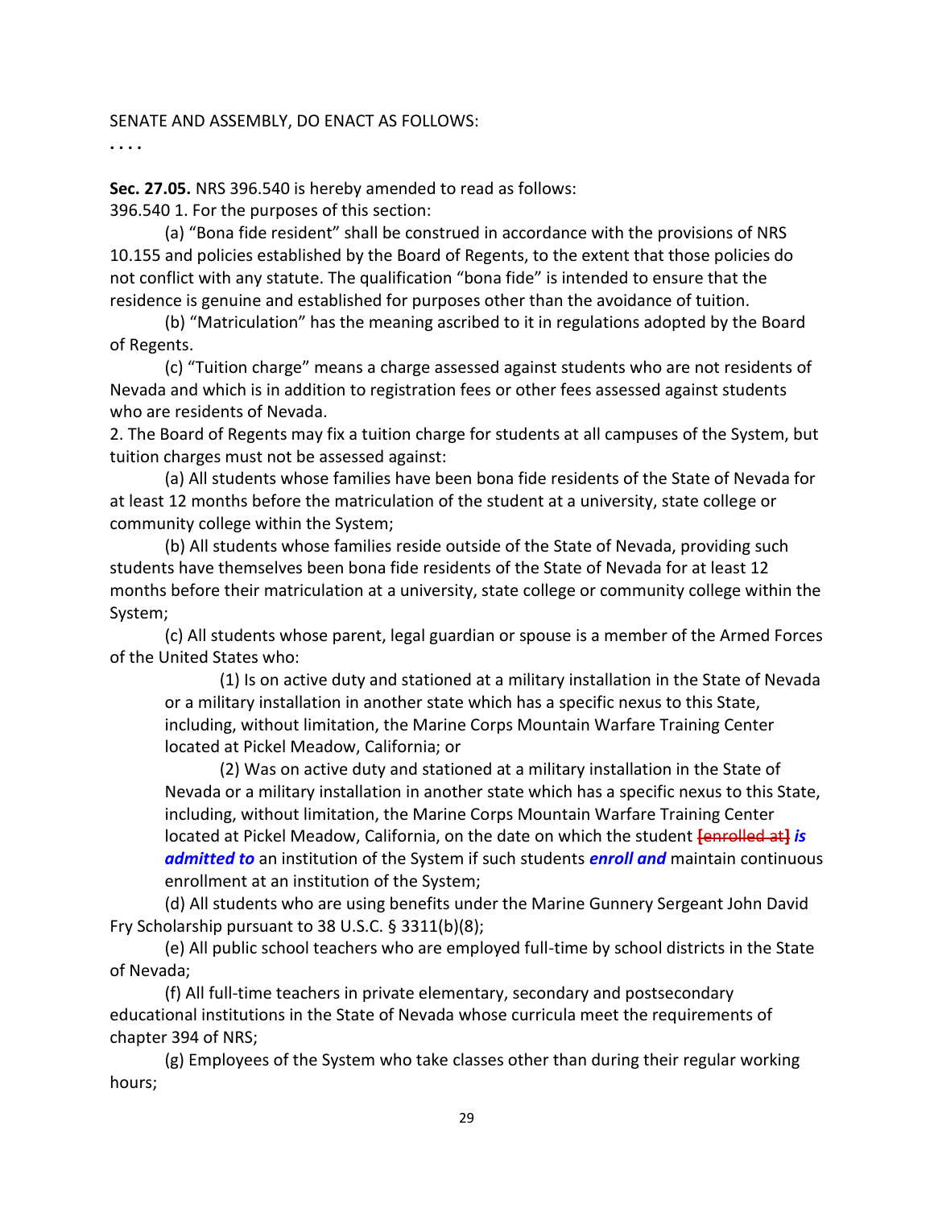SENATE AND ASSEMBLY, DO ENACT AS FOLLOWS:

. . . .

**Sec. 27.05.** NRS 396.540 is hereby amended to read as follows:

396.540 1. For the purposes of this section:

(a) "Bona fide resident" shall be construed in accordance with the provisions of NRS 10.155 and policies established by the Board of Regents, to the extent that those policies do not conflict with any statute. The qualification "bona fide" is intended to ensure that the residence is genuine and established for purposes other than the avoidance of tuition.

(b) "Matriculation" has the meaning ascribed to it in regulations adopted by the Board of Regents.

(c) "Tuition charge" means a charge assessed against students who are not residents of Nevada and which is in addition to registration fees or other fees assessed against students who are residents of Nevada.

2. The Board of Regents may fix a tuition charge for students at all campuses of the System, but tuition charges must not be assessed against:

(a) All students whose families have been bona fide residents of the State of Nevada for at least 12 months before the matriculation of the student at a university, state college or community college within the System;

(b) All students whose families reside outside of the State of Nevada, providing such students have themselves been bona fide residents of the State of Nevada for at least 12 months before their matriculation at a university, state college or community college within the System;

(c) All students whose parent, legal guardian or spouse is a member of the Armed Forces of the United States who:

(1) Is on active duty and stationed at a military installation in the State of Nevada or a military installation in another state which has a specific nexus to this State, including, without limitation, the Marine Corps Mountain Warfare Training Center located at Pickel Meadow, California; or

(2) Was on active duty and stationed at a military installation in the State of Nevada or a military installation in another state which has a specific nexus to this State, including, without limitation, the Marine Corps Mountain Warfare Training Center located at Pickel Meadow, California, on the date on which the student ~~[enrolled at]~~ ***is admitted to*** an institution of the System if such students ***enroll and*** maintain continuous enrollment at an institution of the System;

(d) All students who are using benefits under the Marine Gunnery Sergeant John David Fry Scholarship pursuant to 38 U.S.C. § 3311(b)(8);

(e) All public school teachers who are employed full-time by school districts in the State of Nevada;

(f) All full-time teachers in private elementary, secondary and postsecondary educational institutions in the State of Nevada whose curricula meet the requirements of chapter 394 of NRS;

(g) Employees of the System who take classes other than during their regular working hours;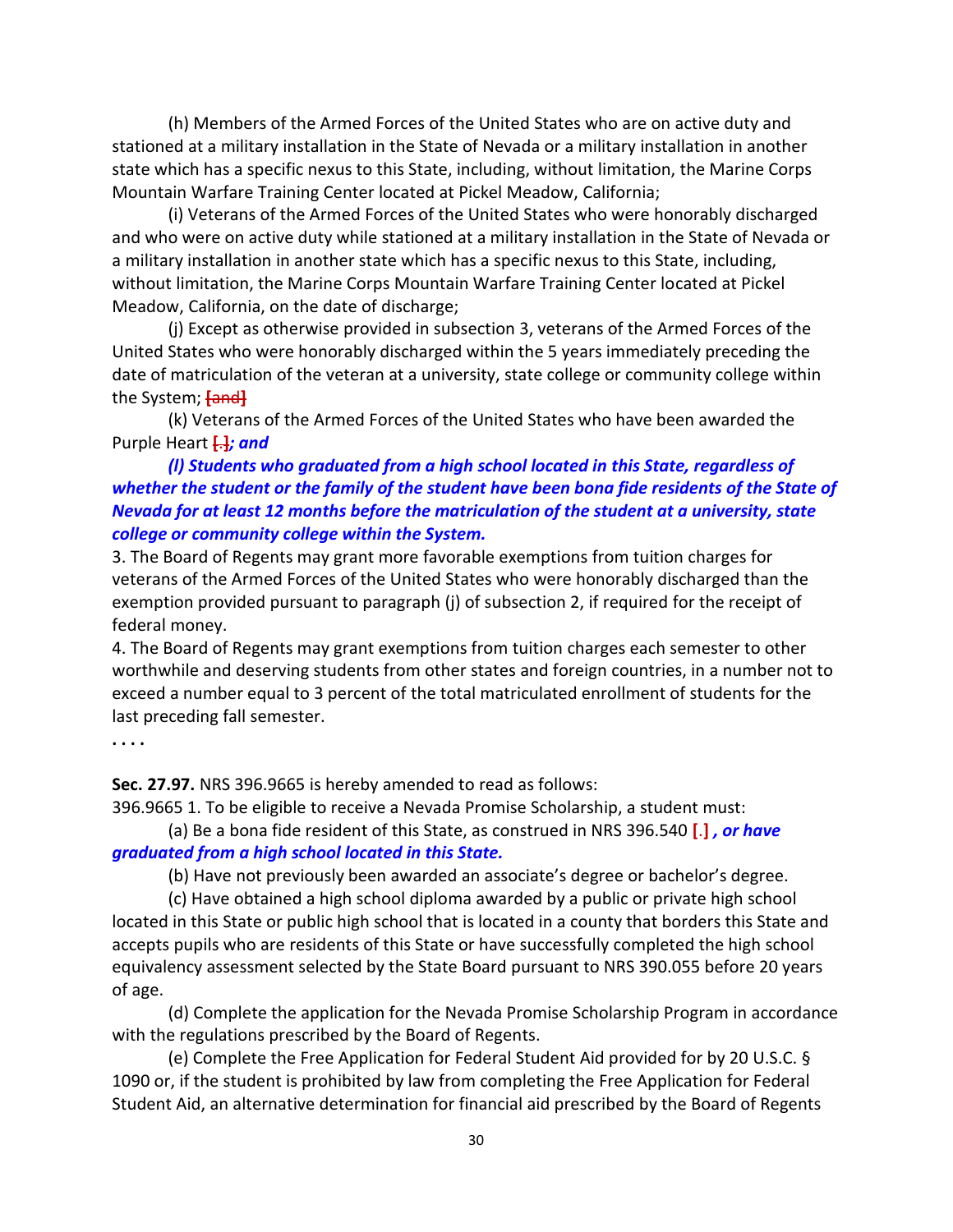(h) Members of the Armed Forces of the United States who are on active duty and stationed at a military installation in the State of Nevada or a military installation in another state which has a specific nexus to this State, including, without limitation, the Marine Corps Mountain Warfare Training Center located at Pickel Meadow, California;

(i) Veterans of the Armed Forces of the United States who were honorably discharged and who were on active duty while stationed at a military installation in the State of Nevada or a military installation in another state which has a specific nexus to this State, including, without limitation, the Marine Corps Mountain Warfare Training Center located at Pickel Meadow, California, on the date of discharge;

(j) Except as otherwise provided in subsection 3, veterans of the Armed Forces of the United States who were honorably discharged within the 5 years immediately preceding the date of matriculation of the veteran at a university, state college or community college within the System; **[and]**

(k) Veterans of the Armed Forces of the United States who have been awarded the Purple Heart **[.]** ***; and***

***(l) Students who graduated from a high school located in this State, regardless of whether the student or the family of the student have been bona fide residents of the State of Nevada for at least 12 months before the matriculation of the student at a university, state college or community college within the System.***

3. The Board of Regents may grant more favorable exemptions from tuition charges for veterans of the Armed Forces of the United States who were honorably discharged than the exemption provided pursuant to paragraph (j) of subsection 2, if required for the receipt of federal money.

4. The Board of Regents may grant exemptions from tuition charges each semester to other worthwhile and deserving students from other states and foreign countries, in a number not to exceed a number equal to 3 percent of the total matriculated enrollment of students for the last preceding fall semester.

. . . .

**Sec. 27.97.** NRS 396.9665 is hereby amended to read as follows:

396.9665 1. To be eligible to receive a Nevada Promise Scholarship, a student must:

(a) Be a bona fide resident of this State, as construed in NRS 396.540 **[.]** ***, or have graduated from a high school located in this State.***

(b) Have not previously been awarded an associate's degree or bachelor's degree.

(c) Have obtained a high school diploma awarded by a public or private high school located in this State or public high school that is located in a county that borders this State and accepts pupils who are residents of this State or have successfully completed the high school equivalency assessment selected by the State Board pursuant to NRS 390.055 before 20 years of age.

(d) Complete the application for the Nevada Promise Scholarship Program in accordance with the regulations prescribed by the Board of Regents.

(e) Complete the Free Application for Federal Student Aid provided for by 20 U.S.C. § 1090 or, if the student is prohibited by law from completing the Free Application for Federal Student Aid, an alternative determination for financial aid prescribed by the Board of Regents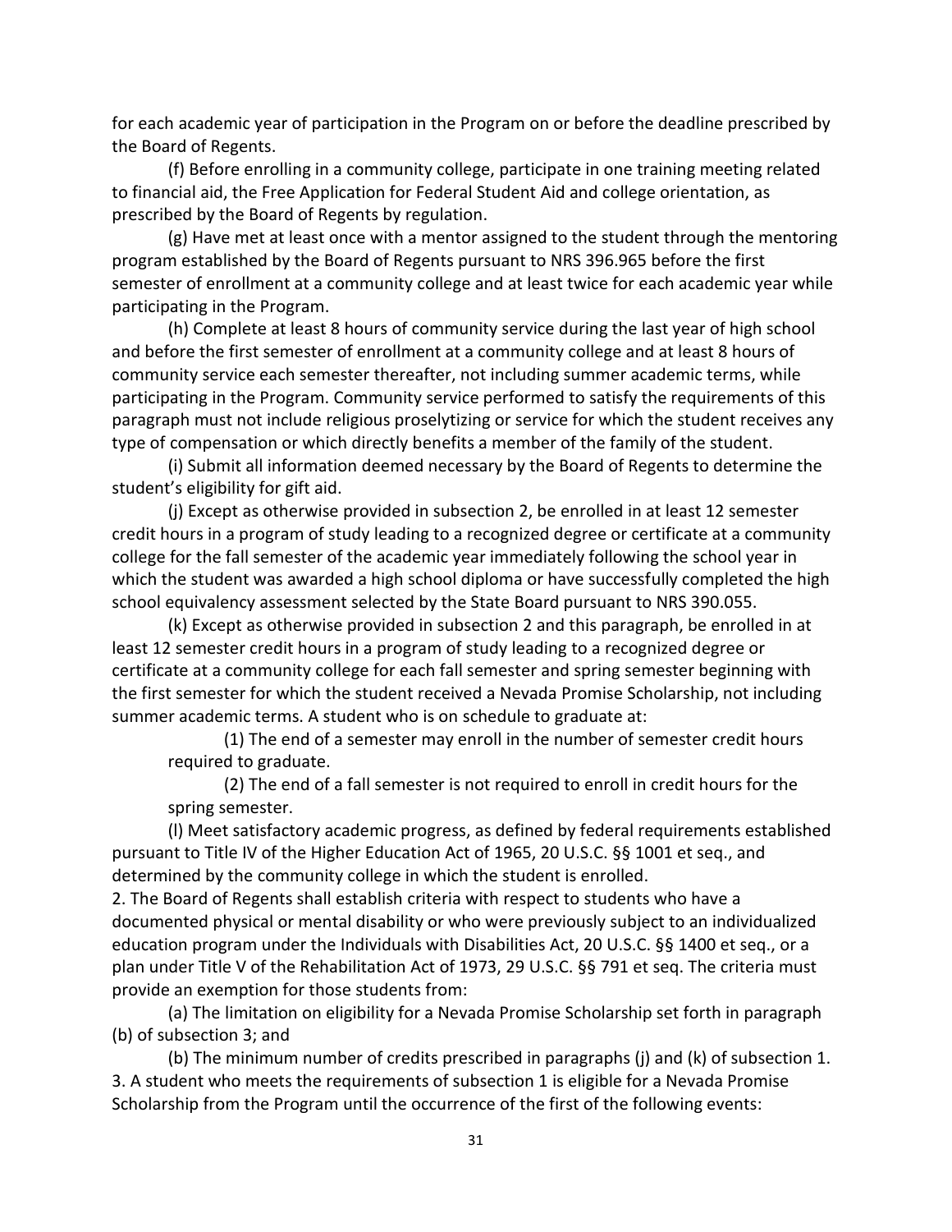for each academic year of participation in the Program on or before the deadline prescribed by the Board of Regents.

(f) Before enrolling in a community college, participate in one training meeting related to financial aid, the Free Application for Federal Student Aid and college orientation, as prescribed by the Board of Regents by regulation.

(g) Have met at least once with a mentor assigned to the student through the mentoring program established by the Board of Regents pursuant to NRS 396.965 before the first semester of enrollment at a community college and at least twice for each academic year while participating in the Program.

(h) Complete at least 8 hours of community service during the last year of high school and before the first semester of enrollment at a community college and at least 8 hours of community service each semester thereafter, not including summer academic terms, while participating in the Program. Community service performed to satisfy the requirements of this paragraph must not include religious proselytizing or service for which the student receives any type of compensation or which directly benefits a member of the family of the student.

(i) Submit all information deemed necessary by the Board of Regents to determine the student's eligibility for gift aid.

(j) Except as otherwise provided in subsection 2, be enrolled in at least 12 semester credit hours in a program of study leading to a recognized degree or certificate at a community college for the fall semester of the academic year immediately following the school year in which the student was awarded a high school diploma or have successfully completed the high school equivalency assessment selected by the State Board pursuant to NRS 390.055.

(k) Except as otherwise provided in subsection 2 and this paragraph, be enrolled in at least 12 semester credit hours in a program of study leading to a recognized degree or certificate at a community college for each fall semester and spring semester beginning with the first semester for which the student received a Nevada Promise Scholarship, not including summer academic terms. A student who is on schedule to graduate at:

(1) The end of a semester may enroll in the number of semester credit hours required to graduate.

(2) The end of a fall semester is not required to enroll in credit hours for the spring semester.

(l) Meet satisfactory academic progress, as defined by federal requirements established pursuant to Title IV of the Higher Education Act of 1965, 20 U.S.C. §§ 1001 et seq., and determined by the community college in which the student is enrolled.

2. The Board of Regents shall establish criteria with respect to students who have a documented physical or mental disability or who were previously subject to an individualized education program under the Individuals with Disabilities Act, 20 U.S.C. §§ 1400 et seq., or a plan under Title V of the Rehabilitation Act of 1973, 29 U.S.C. §§ 791 et seq. The criteria must provide an exemption for those students from:

(a) The limitation on eligibility for a Nevada Promise Scholarship set forth in paragraph (b) of subsection 3; and

(b) The minimum number of credits prescribed in paragraphs (j) and (k) of subsection 1.

3. A student who meets the requirements of subsection 1 is eligible for a Nevada Promise Scholarship from the Program until the occurrence of the first of the following events: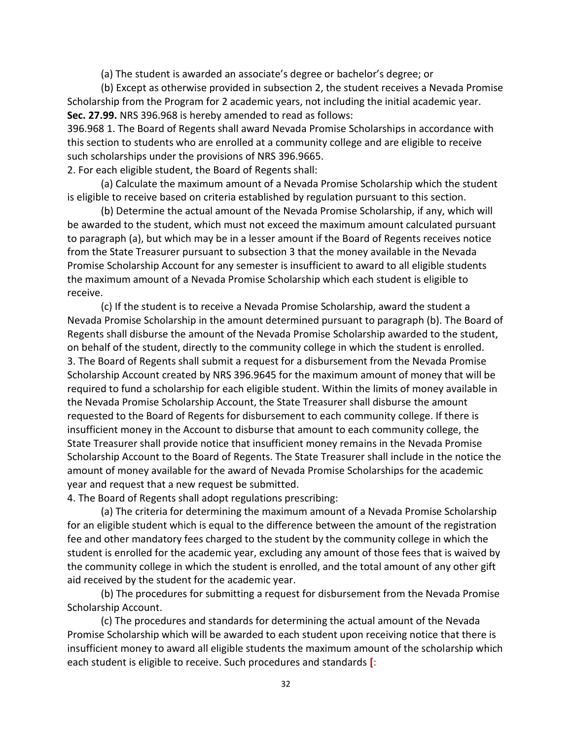(a) The student is awarded an associate's degree or bachelor's degree; or

(b) Except as otherwise provided in subsection 2, the student receives a Nevada Promise Scholarship from the Program for 2 academic years, not including the initial academic year.

**Sec. 27.99.** NRS 396.968 is hereby amended to read as follows:

396.968 1. The Board of Regents shall award Nevada Promise Scholarships in accordance with this section to students who are enrolled at a community college and are eligible to receive such scholarships under the provisions of NRS 396.9665.

2. For each eligible student, the Board of Regents shall:

(a) Calculate the maximum amount of a Nevada Promise Scholarship which the student is eligible to receive based on criteria established by regulation pursuant to this section.

(b) Determine the actual amount of the Nevada Promise Scholarship, if any, which will be awarded to the student, which must not exceed the maximum amount calculated pursuant to paragraph (a), but which may be in a lesser amount if the Board of Regents receives notice from the State Treasurer pursuant to subsection 3 that the money available in the Nevada Promise Scholarship Account for any semester is insufficient to award to all eligible students the maximum amount of a Nevada Promise Scholarship which each student is eligible to receive.

(c) If the student is to receive a Nevada Promise Scholarship, award the student a Nevada Promise Scholarship in the amount determined pursuant to paragraph (b). The Board of Regents shall disburse the amount of the Nevada Promise Scholarship awarded to the student, on behalf of the student, directly to the community college in which the student is enrolled.

3. The Board of Regents shall submit a request for a disbursement from the Nevada Promise Scholarship Account created by NRS 396.9645 for the maximum amount of money that will be required to fund a scholarship for each eligible student. Within the limits of money available in the Nevada Promise Scholarship Account, the State Treasurer shall disburse the amount requested to the Board of Regents for disbursement to each community college. If there is insufficient money in the Account to disburse that amount to each community college, the State Treasurer shall provide notice that insufficient money remains in the Nevada Promise Scholarship Account to the Board of Regents. The State Treasurer shall include in the notice the amount of money available for the award of Nevada Promise Scholarships for the academic year and request that a new request be submitted.

4. The Board of Regents shall adopt regulations prescribing:

(a) The criteria for determining the maximum amount of a Nevada Promise Scholarship for an eligible student which is equal to the difference between the amount of the registration fee and other mandatory fees charged to the student by the community college in which the student is enrolled for the academic year, excluding any amount of those fees that is waived by the community college in which the student is enrolled, and the total amount of any other gift aid received by the student for the academic year.

(b) The procedures for submitting a request for disbursement from the Nevada Promise Scholarship Account.

(c) The procedures and standards for determining the actual amount of the Nevada Promise Scholarship which will be awarded to each student upon receiving notice that there is insufficient money to award all eligible students the maximum amount of the scholarship which each student is eligible to receive. Such procedures and standards [: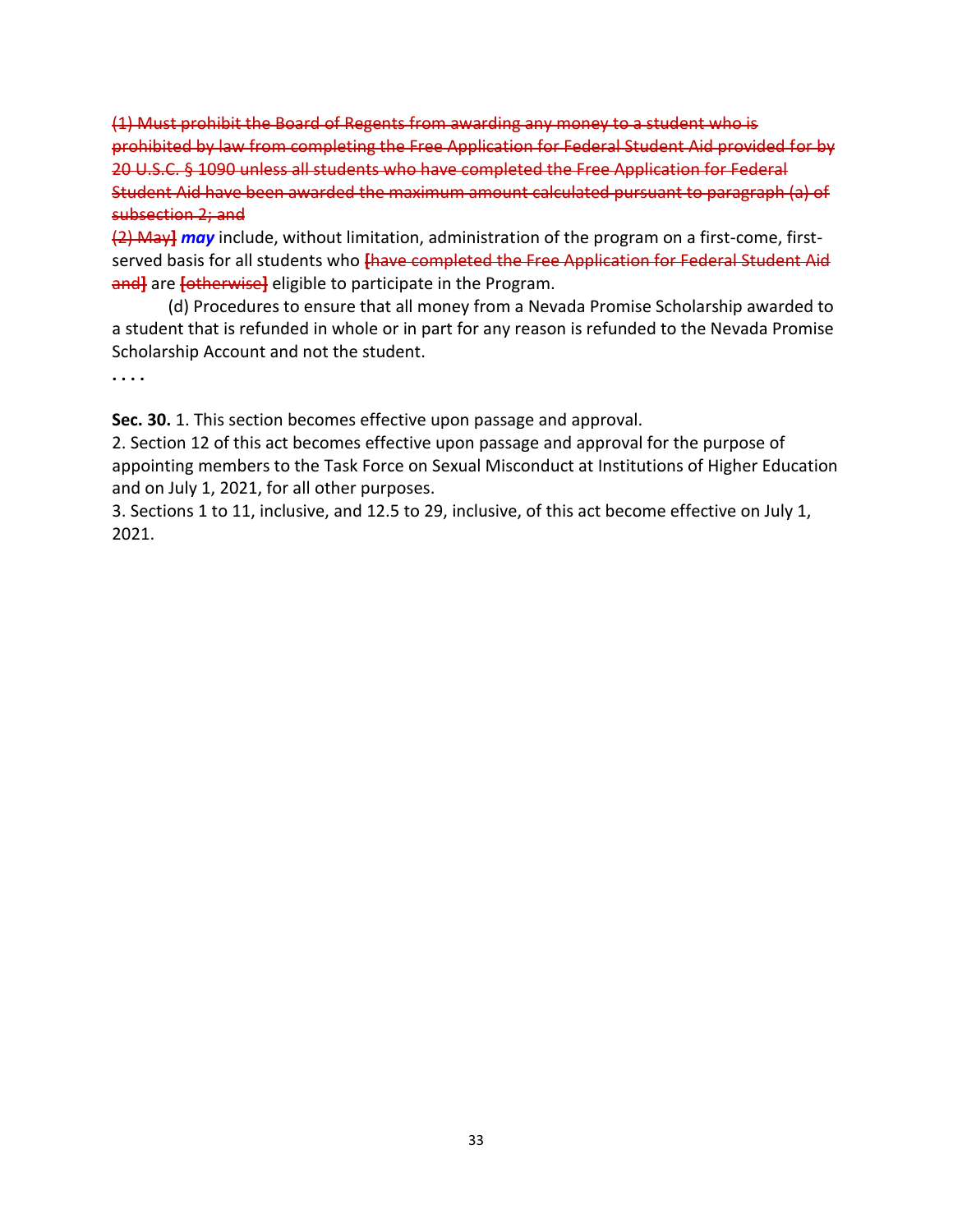~~(1) Must prohibit the Board of Regents from awarding any money to a student who is prohibited by law from completing the Free Application for Federal Student Aid provided for by 20 U.S.C. § 1090 unless all students who have completed the Free Application for Federal Student Aid have been awarded the maximum amount calculated pursuant to paragraph (a) of subsection 2; and~~

~~(2) May~~**]** ***may*** include, without limitation, administration of the program on a first-come, first-served basis for all students who **[**~~have completed the Free Application for Federal Student Aid and~~**]** are **[**~~otherwise~~**]** eligible to participate in the Program.

(d) Procedures to ensure that all money from a Nevada Promise Scholarship awarded to a student that is refunded in whole or in part for any reason is refunded to the Nevada Promise Scholarship Account and not the student.

. . . .

**Sec. 30.** 1. This section becomes effective upon passage and approval.

2. Section 12 of this act becomes effective upon passage and approval for the purpose of appointing members to the Task Force on Sexual Misconduct at Institutions of Higher Education and on July 1, 2021, for all other purposes.

3. Sections 1 to 11, inclusive, and 12.5 to 29, inclusive, of this act become effective on July 1, 2021.